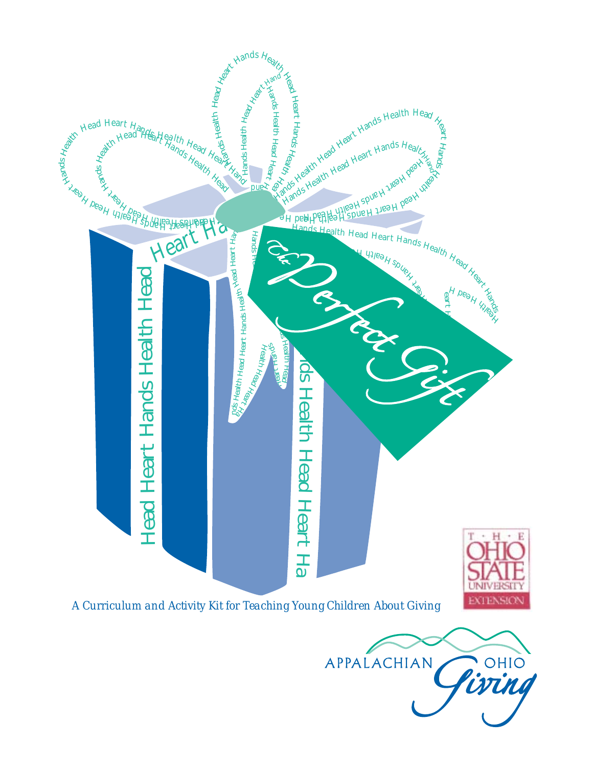# The Perfect Gift

A Curriculum and Activity Kit for Teaching Young Children About Giving

THE OHIO STATE UNIVERSITY EXTENSION

APPALACHIAN OHIO Giving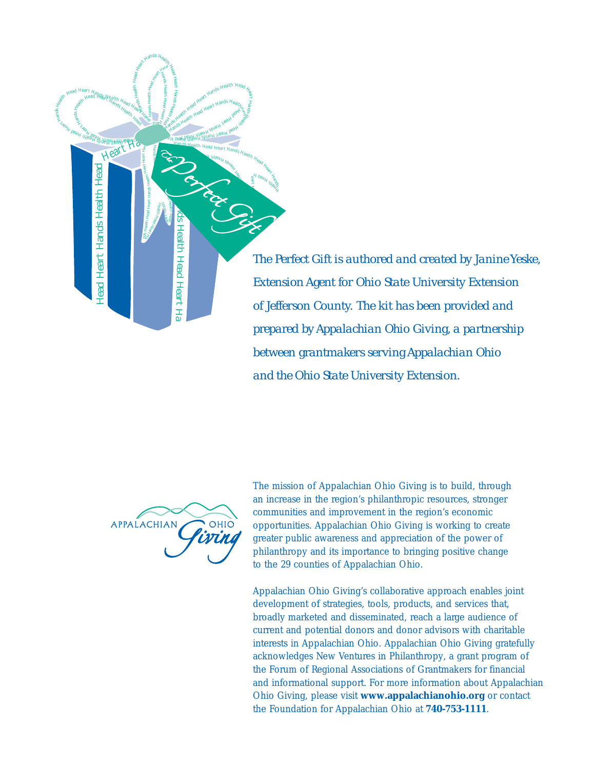*The Perfect Gift is authored and created by Janine Yeske, Extension Agent for Ohio State University Extension of Jefferson County. The kit has been provided and prepared by Appalachian Ohio Giving, a partnership between grantmakers serving Appalachian Ohio and the Ohio State University Extension.*

The mission of Appalachian Ohio Giving is to build, through an increase in the region's philanthropic resources, stronger communities and improvement in the region's economic opportunities. Appalachian Ohio Giving is working to create greater public awareness and appreciation of the power of philanthropy and its importance to bringing positive change to the 29 counties of Appalachian Ohio.

Appalachian Ohio Giving's collaborative approach enables joint development of strategies, tools, products, and services that, broadly marketed and disseminated, reach a large audience of current and potential donors and donor advisors with charitable interests in Appalachian Ohio. Appalachian Ohio Giving gratefully acknowledges New Ventures in Philanthropy, a grant program of the Forum of Regional Associations of Grantmakers for financial and informational support. For more information about Appalachian Ohio Giving, please visit **www.appalachianohio.org** or contact the Foundation for Appalachian Ohio at **740-753-1111**.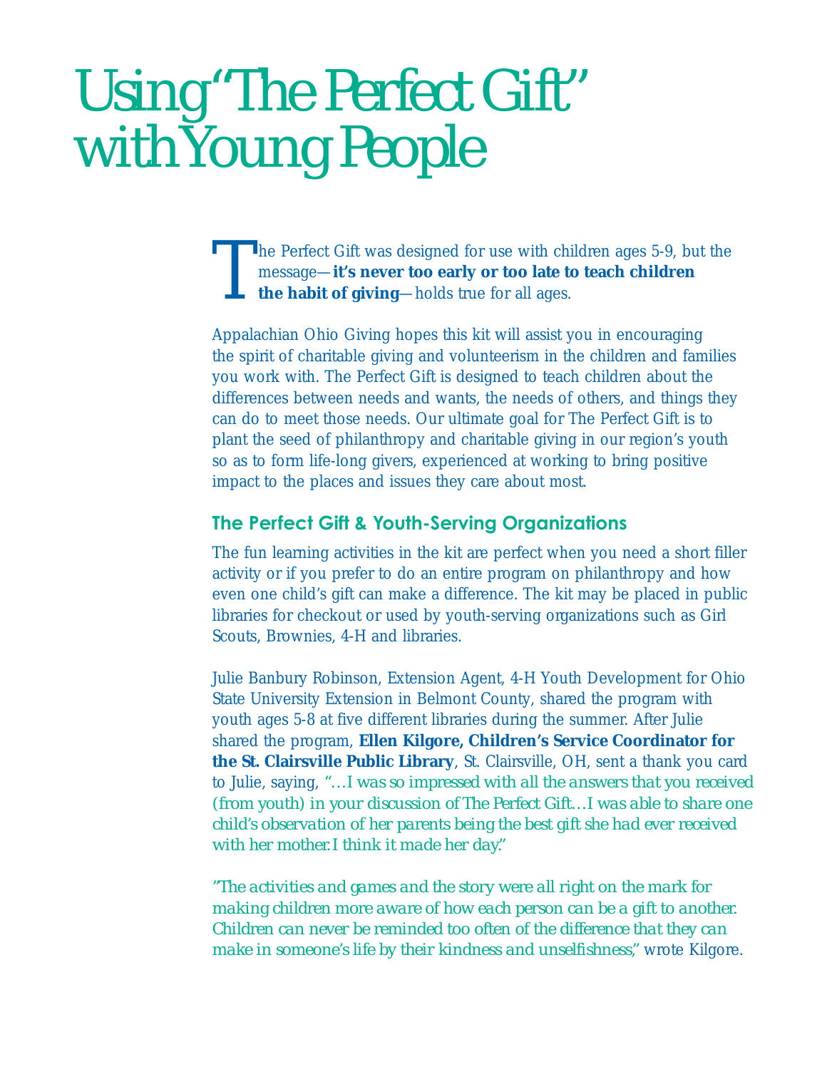# Using "The Perfect Gift" with Young People

The Perfect Gift was designed for use with children ages 5-9, but the message—**it's never too early or too late to teach children the habit of giving**—holds true for all ages.

Appalachian Ohio Giving hopes this kit will assist you in encouraging the spirit of charitable giving and volunteerism in the children and families you work with. The Perfect Gift is designed to teach children about the differences between needs and wants, the needs of others, and things they can do to meet those needs. Our ultimate goal for The Perfect Gift is to plant the seed of philanthropy and charitable giving in our region's youth so as to form life-long givers, experienced at working to bring positive impact to the places and issues they care about most.

## The Perfect Gift & Youth-Serving Organizations

The fun learning activities in the kit are perfect when you need a short filler activity or if you prefer to do an entire program on philanthropy and how even one child's gift can make a difference. The kit may be placed in public libraries for checkout or used by youth-serving organizations such as Girl Scouts, Brownies, 4-H and libraries.

Julie Banbury Robinson, Extension Agent, 4-H Youth Development for Ohio State University Extension in Belmont County, shared the program with youth ages 5-8 at five different libraries during the summer. After Julie shared the program, **Ellen Kilgore, Children's Service Coordinator for the St. Clairsville Public Library**, St. Clairsville, OH, sent a thank you card to Julie, saying, *"…I was so impressed with all the answers that you received (from youth) in your discussion of The Perfect Gift…I was able to share one child's observation of her parents being the best gift she had ever received with her mother. I think it made her day."*

*"The activities and games and the story were all right on the mark for making children more aware of how each person can be a gift to another. Children can never be reminded too often of the difference that they can make in someone's life by their kindness and unselfishness,"* wrote Kilgore.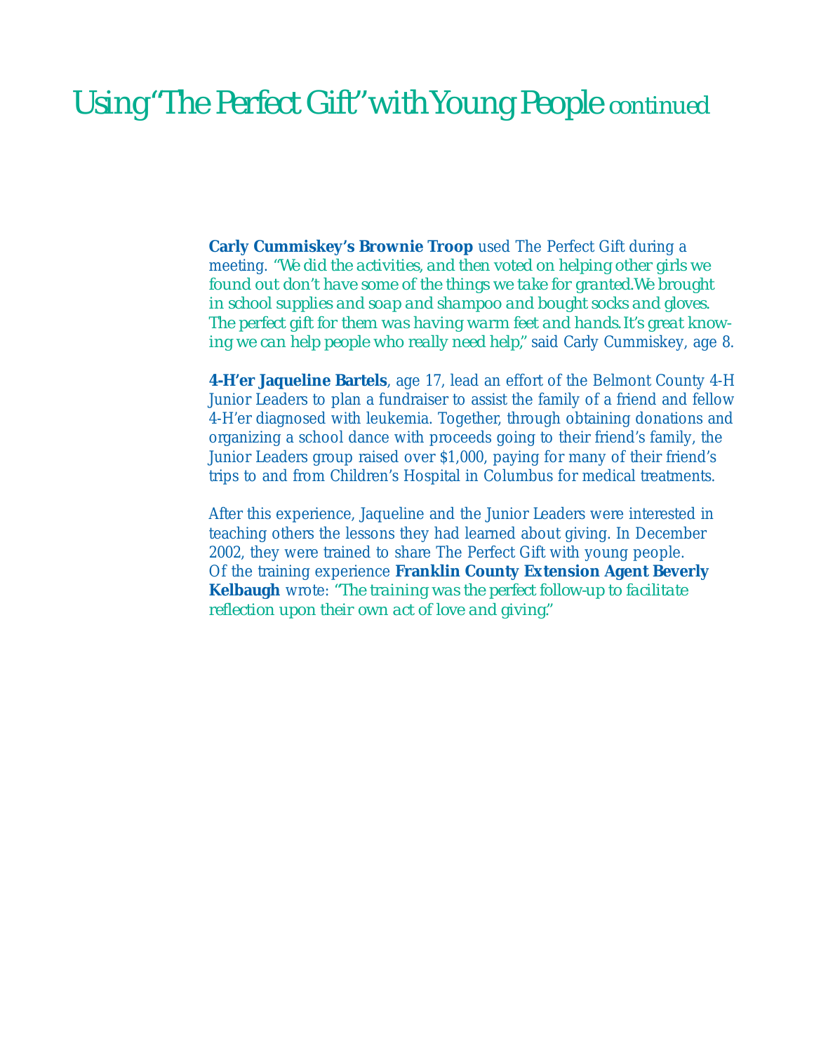# Using "The Perfect Gift" with Young People continued

**Carly Cummiskey's Brownie Troop** used The Perfect Gift during a meeting. *"We did the activities, and then voted on helping other girls we found out don't have some of the things we take for granted. We brought in school supplies and soap and shampoo and bought socks and gloves. The perfect gift for them was having warm feet and hands. It's great knowing we can help people who really need help,"* said Carly Cummiskey, age 8.

**4-H'er Jaqueline Bartels**, age 17, lead an effort of the Belmont County 4-H Junior Leaders to plan a fundraiser to assist the family of a friend and fellow 4-H'er diagnosed with leukemia. Together, through obtaining donations and organizing a school dance with proceeds going to their friend's family, the Junior Leaders group raised over $1,000, paying for many of their friend's trips to and from Children's Hospital in Columbus for medical treatments.

After this experience, Jaqueline and the Junior Leaders were interested in teaching others the lessons they had learned about giving. In December 2002, they were trained to share The Perfect Gift with young people. Of the training experience **Franklin County Extension Agent Beverly Kelbaugh** wrote: *"The training was the perfect follow-up to facilitate reflection upon their own act of love and giving."*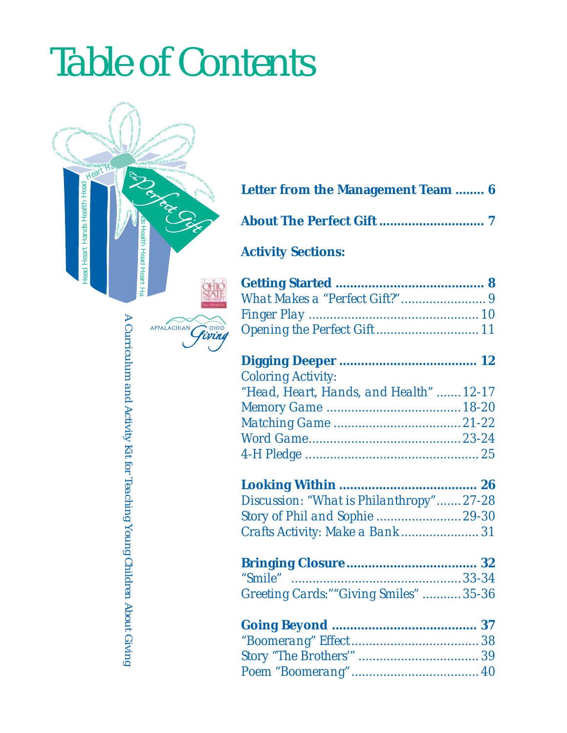# Table of Contents

A Curriculum and Activity Kit for Teaching Young Children About Giving

**Letter from the Management Team ........ 6**

**About The Perfect Gift ............................ 7**

**Activity Sections:**

**Getting Started ........................................ 8**
*What Makes a "Perfect Gift?"........................ 9*
*Finger Play ................................................ 10*
*Opening the Perfect Gift ............................ 11*

**Digging Deeper ..................................... 12**
*Coloring Activity:*
*"Head, Heart, Hands, and Health" ....... 12-17*
*Memory Game ..................................... 18-20*
*Matching Game ................................... 21-22*
*Word Game.......................................... 23-24*
*4-H Pledge ................................................ 25*

**Looking Within ..................................... 26**
*Discussion: "What is Philanthropy" ....... 27-28*
*Story of Phil and Sophie ........................ 29-30*
*Crafts Activity: Make a Bank ...................... 31*

**Bringing Closure ................................... 32**
*"Smile" ............................................... 33-34*
*Greeting Cards:""Giving Smiles" ........... 35-36*

**Going Beyond ....................................... 37**
*"Boomerang" Effect................................... 38*
*Story "The Brothers'" .................................. 39*
*Poem "Boomerang"..................................... 40*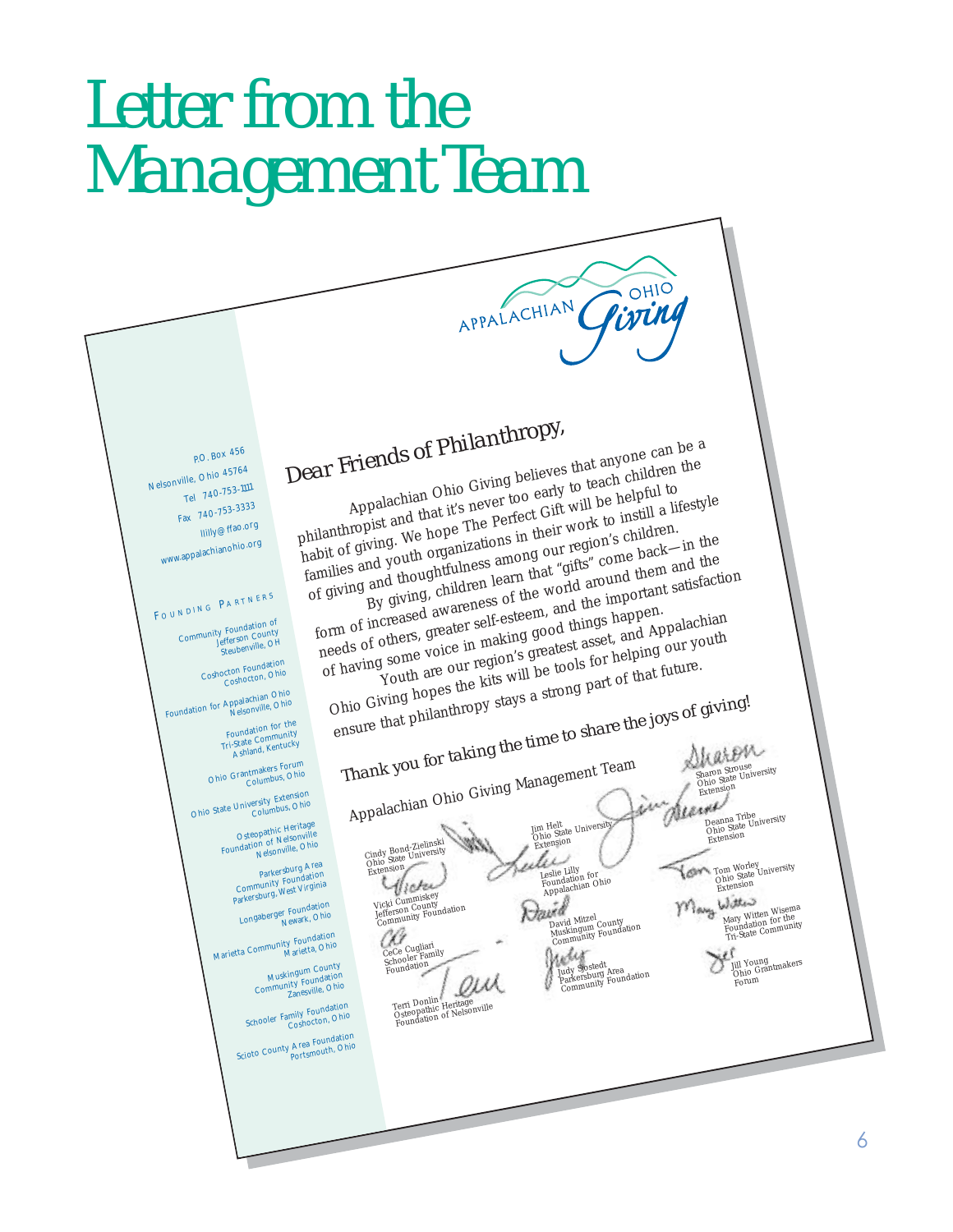# Letter from the Management Team

APPALACHIAN OHIO Giving

P.O. Box 456
Nelsonville, Ohio 45764
Tel 740-753-1111
Fax 740-753-3333
llilly@ffao.org
www.appalachianohio.org

FOUNDING PARTNERS

Community Foundation of Jefferson County
Steubenville, OH

Coshocton Foundation
Coshocton, Ohio

Foundation for Appalachian Ohio
Nelsonville, Ohio

Foundation for the Tri-State Community
Ashland, Kentucky

Ohio Grantmakers Forum
Columbus, Ohio

Ohio State University Extension
Columbus, Ohio

Osteopathic Heritage Foundation of Nelsonville
Nelsonville, Ohio

Parkersburg Area Community Foundation
Parkersburg, West Virginia

Longaberger Foundation
Newark, Ohio

Marietta Community Foundation
Marietta, Ohio

Muskingum County Community Foundation
Zanesville, Ohio

Schooler Family Foundation
Coshocton, Ohio

Scioto County Area Foundation
Portsmouth, Ohio

*Dear Friends of Philanthropy,*

Appalachian Ohio Giving believes that anyone can be a philanthropist and that it's never too early to teach children the habit of giving. We hope The Perfect Gift will be helpful to families and youth organizations in their work to instill a lifestyle of giving and thoughtfulness among our region's children.

By giving, children learn that "gifts" come back—in the form of increased awareness of the world around them and the needs of others, greater self-esteem, and the important satisfaction of having some voice in making good things happen.

Youth are our region's greatest asset, and Appalachian Ohio Giving hopes the kits will be tools for helping our youth ensure that philanthropy stays a strong part of that future.

*Thank you for taking the time to share the joys of giving!*

*Appalachian Ohio Giving Management Team*

Cindy Bond-Zielinski, Ohio State University Extension

Vicki Cummiskey, Jefferson County Community Foundation

CeCe Cugliari, Schooler Family Foundation

Terri Donlin, Osteopathic Heritage Foundation of Nelsonville

Jim Helt, Ohio State University Extension

Leslie Lilly, Foundation for Appalachian Ohio

David Mitzel, Muskingum County Community Foundation

Judy Sjostedt, Parkersburg Area Community Foundation

Sharon Strouse, Ohio State University Extension

Deanna Tribe, Ohio State University Extension

Tom Worley, Ohio State University Extension

Mary Witten Wisema, Foundation for the Tri-State Community

Jill Young, Ohio Grantmakers Forum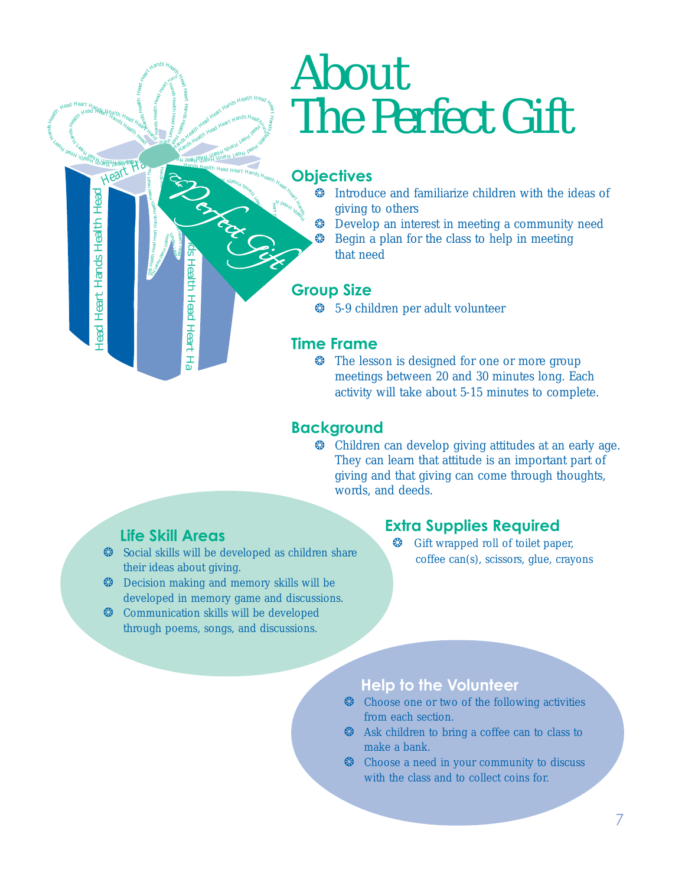# About The Perfect Gift

## Objectives

- Introduce and familiarize children with the ideas of giving to others
- Develop an interest in meeting a community need
- Begin a plan for the class to help in meeting that need

## Group Size

- 5-9 children per adult volunteer

## Time Frame

- The lesson is designed for one or more group meetings between 20 and 30 minutes long. Each activity will take about 5-15 minutes to complete.

## Background

- Children can develop giving attitudes at an early age. They can learn that attitude is an important part of giving and that giving can come through thoughts, words, and deeds.

## Life Skill Areas

- Social skills will be developed as children share their ideas about giving.
- Decision making and memory skills will be developed in memory game and discussions.
- Communication skills will be developed through poems, songs, and discussions.

## Extra Supplies Required

- Gift wrapped roll of toilet paper, coffee can(s), scissors, glue, crayons

## Help to the Volunteer

- Choose one or two of the following activities from each section.
- Ask children to bring a coffee can to class to make a bank.
- Choose a need in your community to discuss with the class and to collect coins for.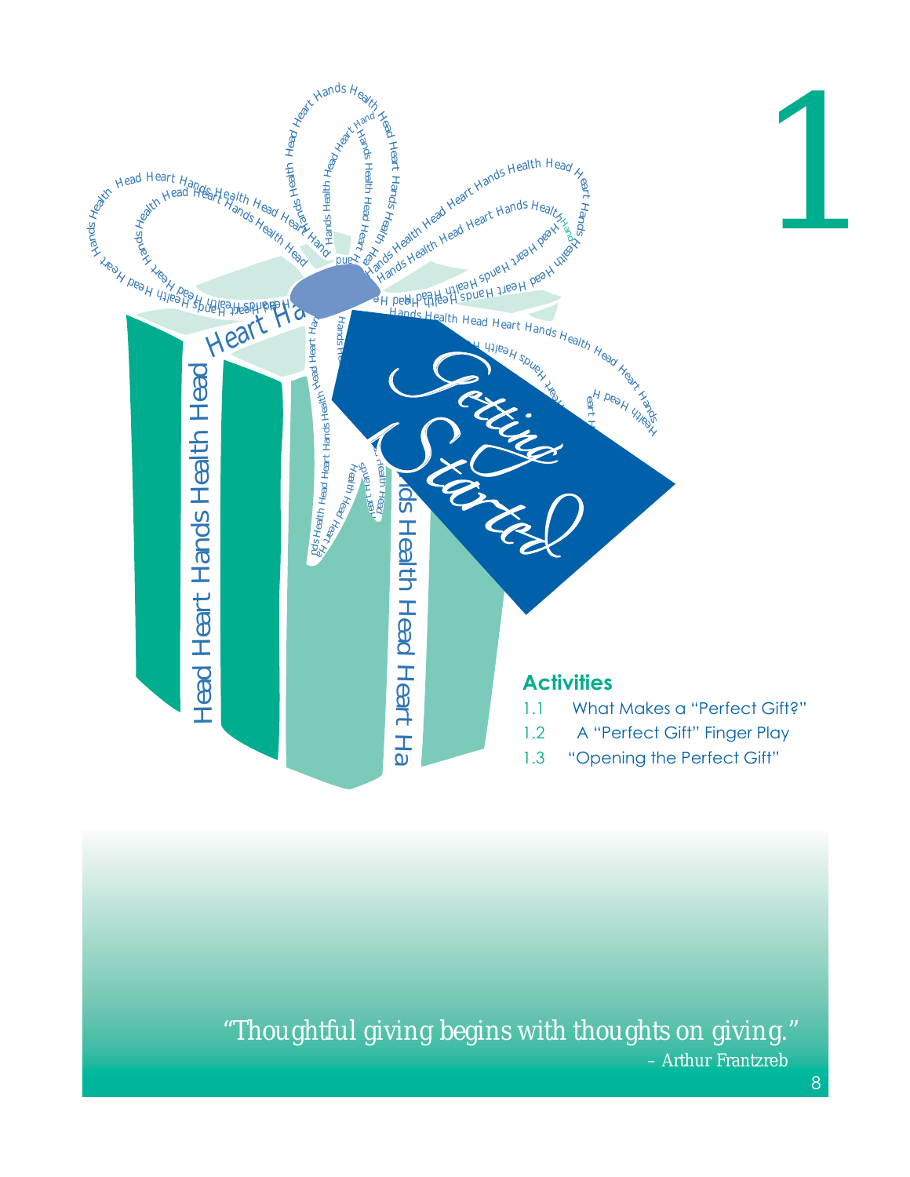# 1

# Getting Started

## Activities

1.1 What Makes a "Perfect Gift?"

1.2 A "Perfect Gift" Finger Play

1.3 "Opening the Perfect Gift"

*"Thoughtful giving begins with thoughts on giving."*
– Arthur Frantzreb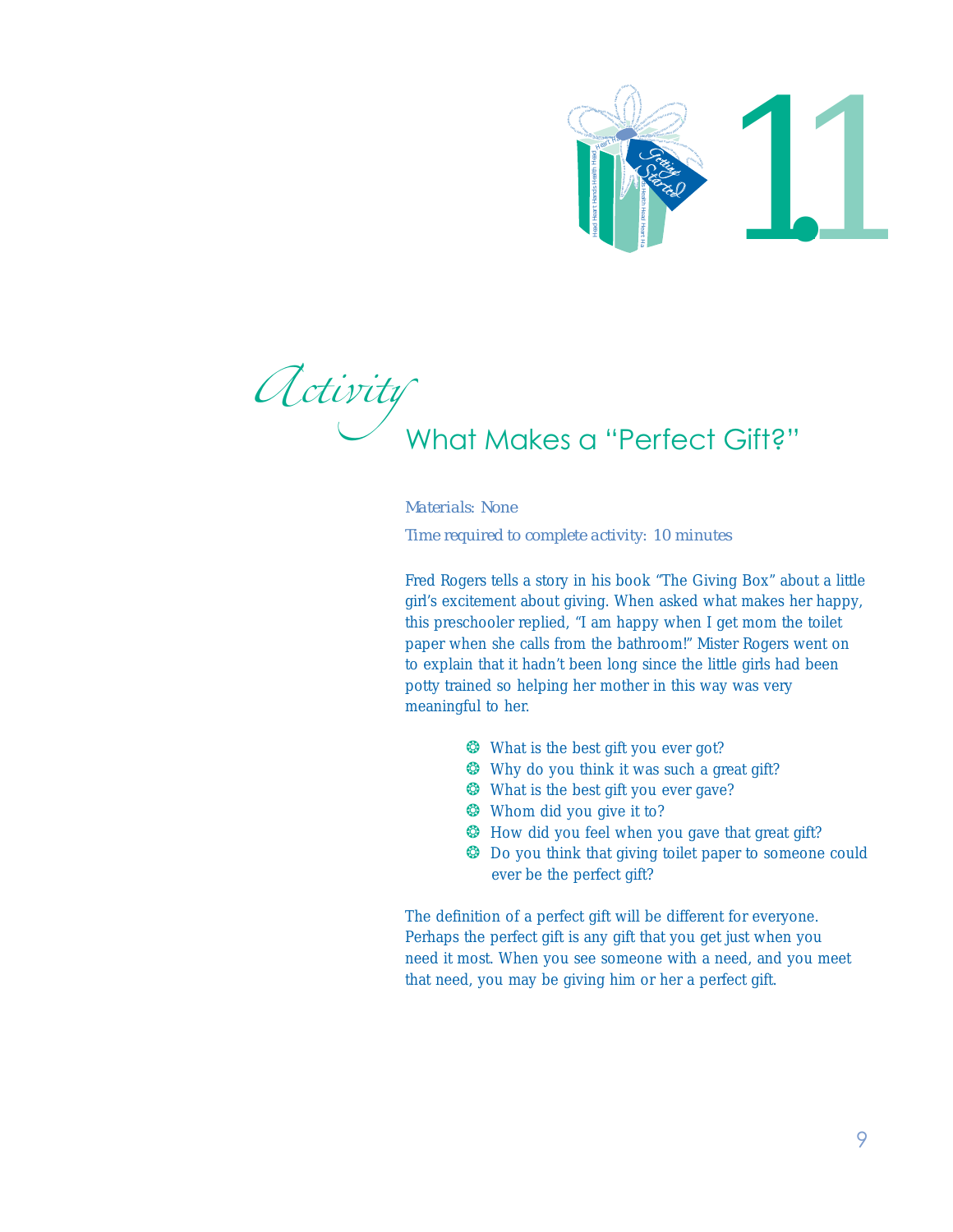# 1.1

*Activity*

## What Makes a "Perfect Gift?"

*Materials: None*

*Time required to complete activity: 10 minutes*

Fred Rogers tells a story in his book "The Giving Box" about a little girl's excitement about giving. When asked what makes her happy, this preschooler replied, "I am happy when I get mom the toilet paper when she calls from the bathroom!" Mister Rogers went on to explain that it hadn't been long since the little girls had been potty trained so helping her mother in this way was very meaningful to her.

- What is the best gift you ever got?
- Why do you think it was such a great gift?
- What is the best gift you ever gave?
- Whom did you give it to?
- How did you feel when you gave that great gift?
- Do you think that giving toilet paper to someone could ever be the perfect gift?

The definition of a perfect gift will be different for everyone. Perhaps the perfect gift is any gift that you get just when you need it most. When you see someone with a need, and you meet that need, you may be giving him or her a perfect gift.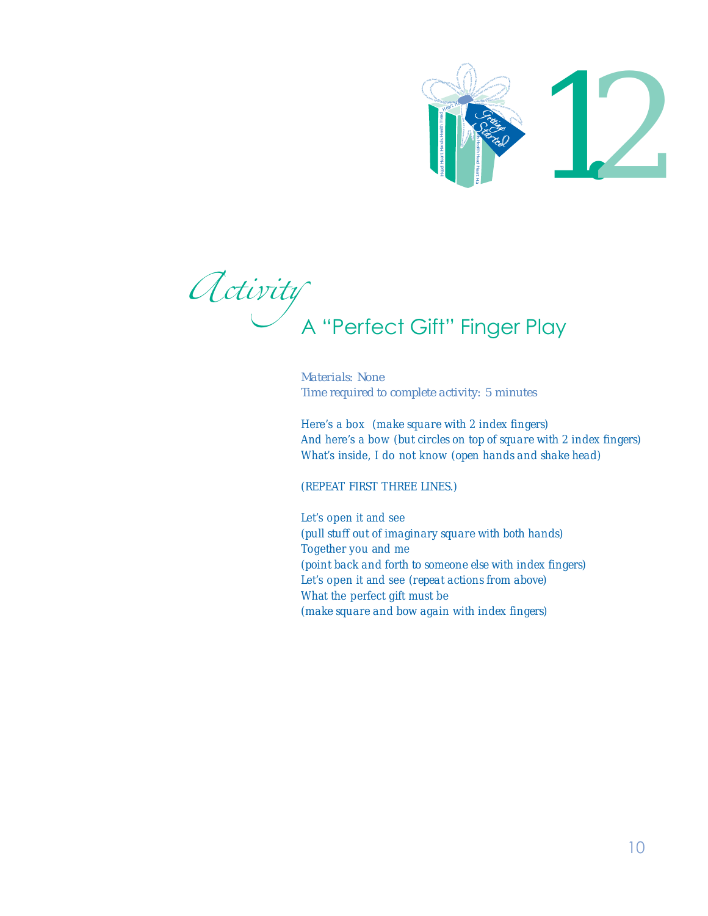# 1.2

## *Activity* A "Perfect Gift" Finger Play

*Materials: None*
*Time required to complete activity: 5 minutes*

*Here's a box (make square with 2 index fingers)*
*And here's a bow (but circles on top of square with 2 index fingers)*
*What's inside, I do not know (open hands and shake head)*

*(REPEAT FIRST THREE LINES.)*

*Let's open it and see*
*(pull stuff out of imaginary square with both hands)*
*Together you and me*
*(point back and forth to someone else with index fingers)*
*Let's open it and see (repeat actions from above)*
*What the perfect gift must be*
*(make square and bow again with index fingers)*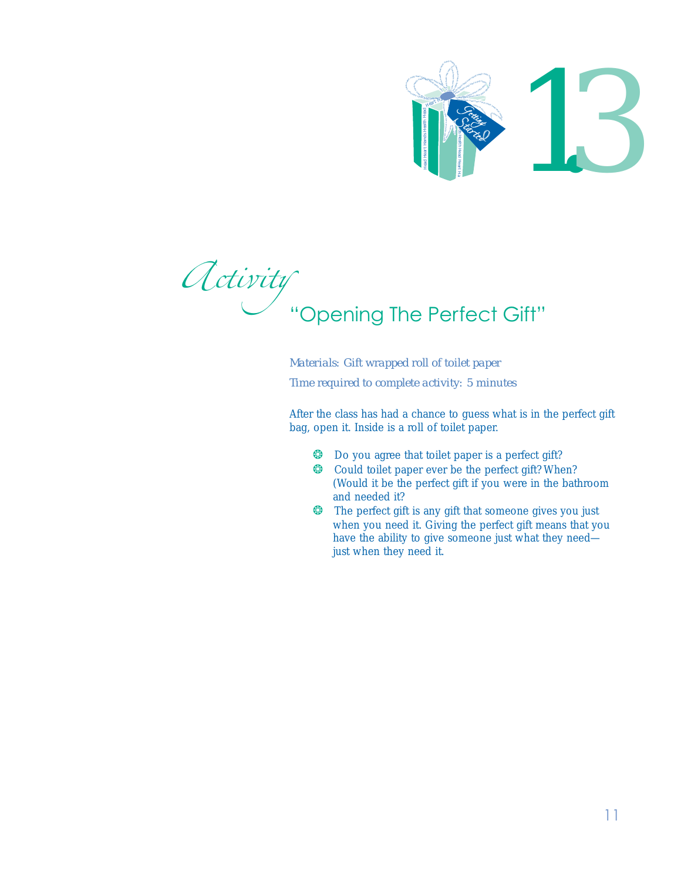# 13

## *Activity* "Opening The Perfect Gift"

*Materials: Gift wrapped roll of toilet paper*

*Time required to complete activity: 5 minutes*

After the class has had a chance to guess what is in the perfect gift bag, open it. Inside is a roll of toilet paper.

- Do you agree that toilet paper is a perfect gift?
- Could toilet paper ever be the perfect gift? When? (Would it be the perfect gift if you were in the bathroom and needed it?
- The perfect gift is any gift that someone gives you just when you need it. Giving the perfect gift means that you have the ability to give someone just what they need—just when they need it.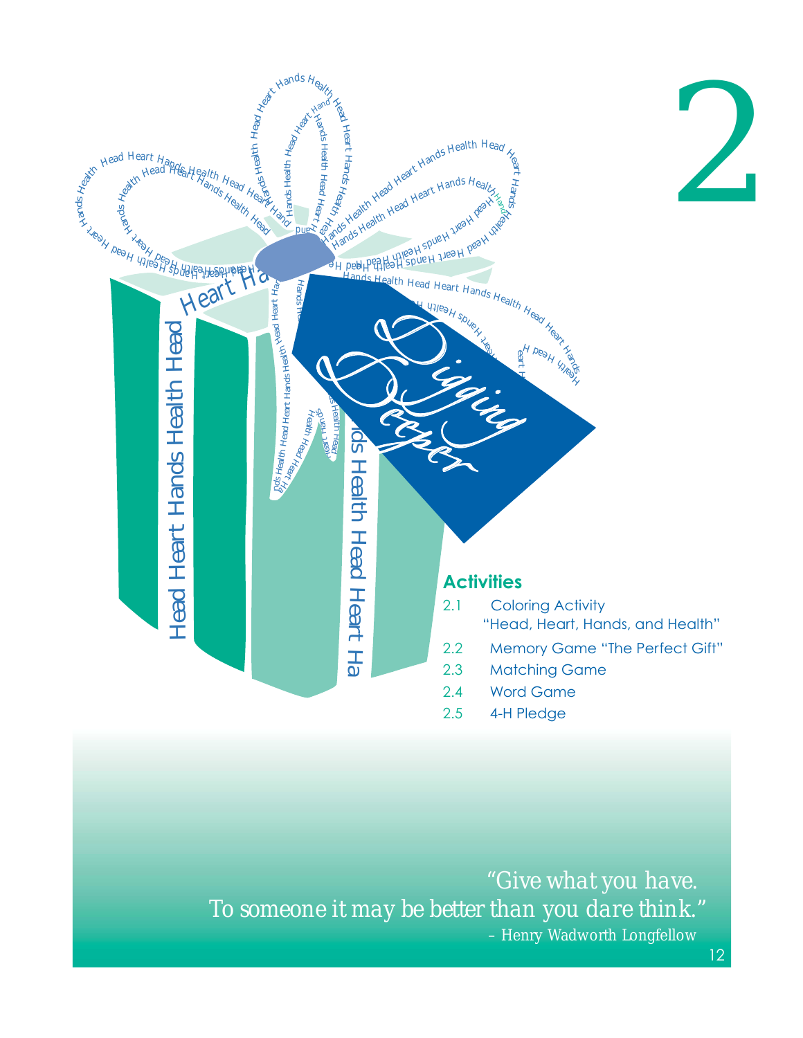# 2

## Digging Deeper

### Activities

2.1 Coloring Activity "Head, Heart, Hands, and Health"

2.2 Memory Game "The Perfect Gift"

2.3 Matching Game

2.4 Word Game

2.5 4-H Pledge

*"Give what you have.*
*To someone it may be better than you dare think."*
*– Henry Wadworth Longfellow*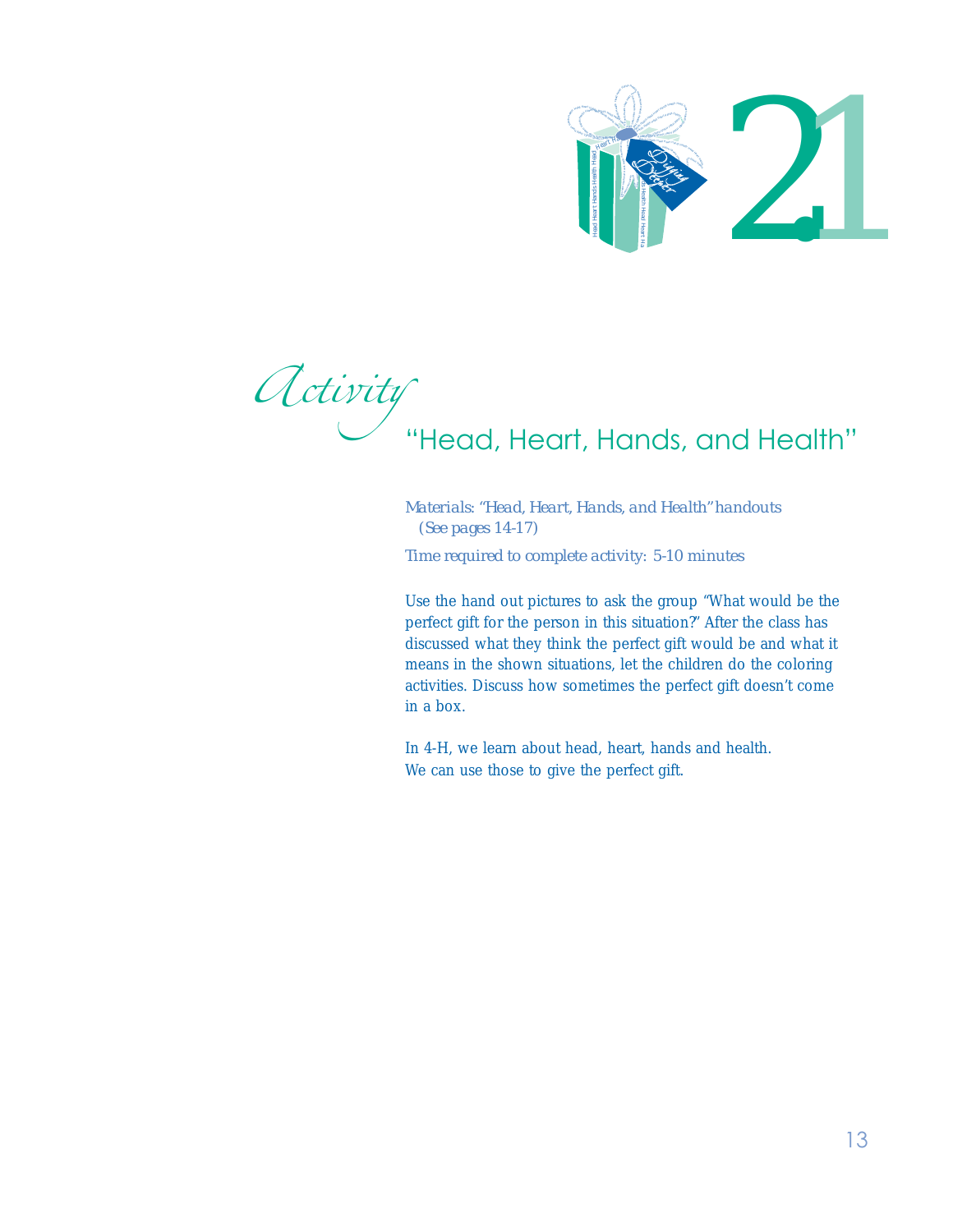# 2.1

## *Activity* "Head, Heart, Hands, and Health"

*Materials: "Head, Heart, Hands, and Health" handouts (See pages 14-17)*

*Time required to complete activity: 5-10 minutes*

Use the hand out pictures to ask the group "What would be the perfect gift for the person in this situation?" After the class has discussed what they think the perfect gift would be and what it means in the shown situations, let the children do the coloring activities. Discuss how sometimes the perfect gift doesn't come in a box.

In 4-H, we learn about head, heart, hands and health. We can use those to give the perfect gift.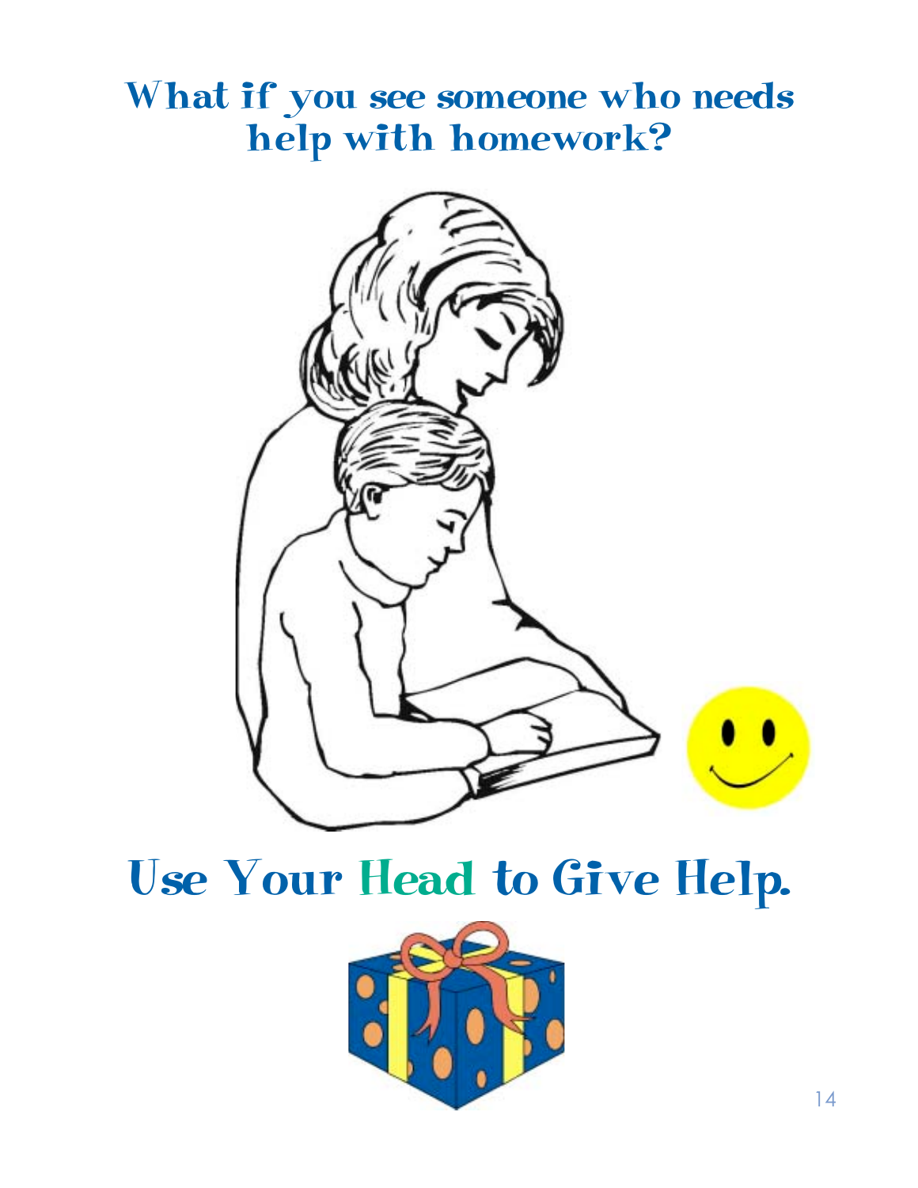## What if you see someone who needs help with homework?

# Use Your Head to Give Help.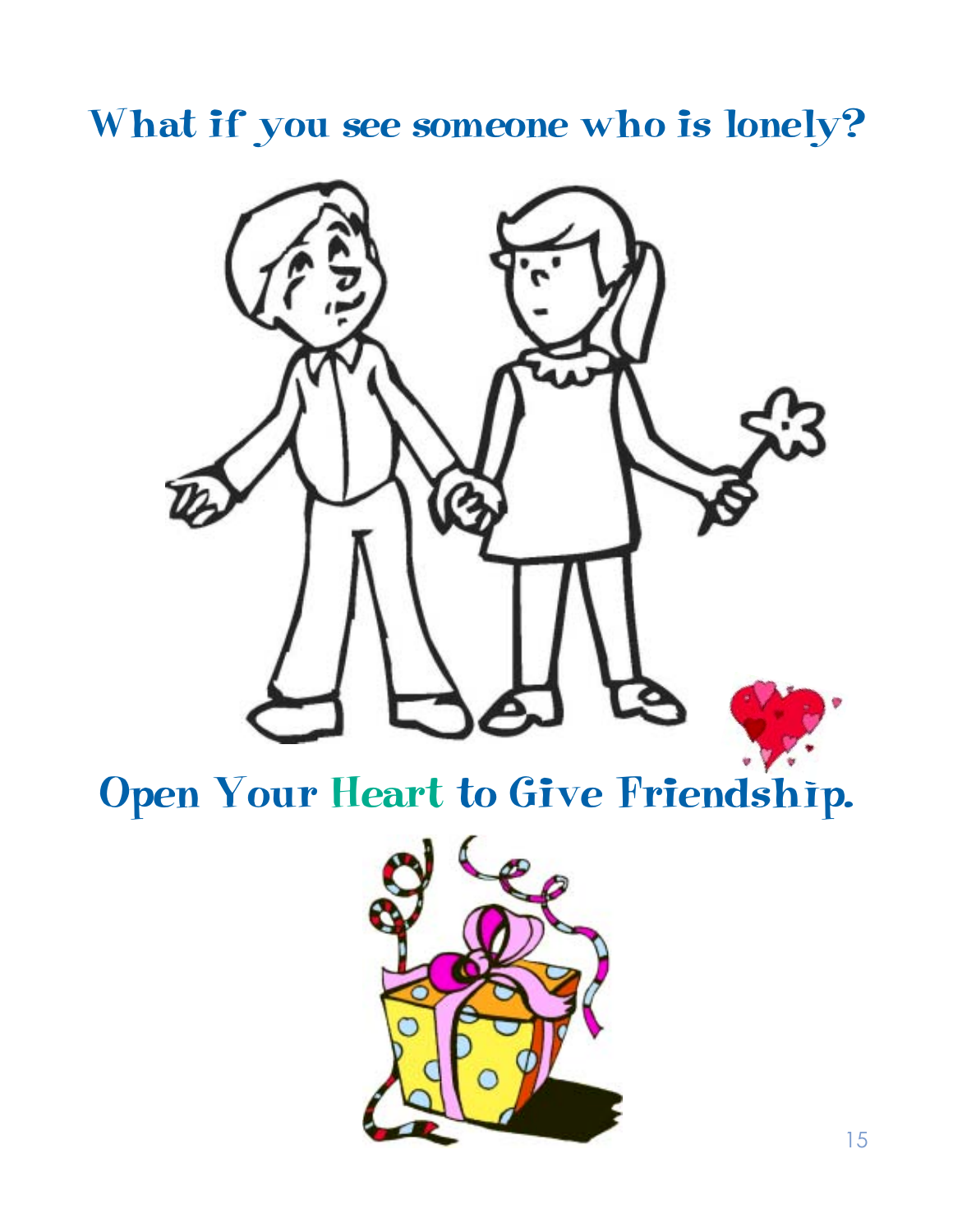## What if you see someone who is lonely?

## Open Your Heart to Give Friendship.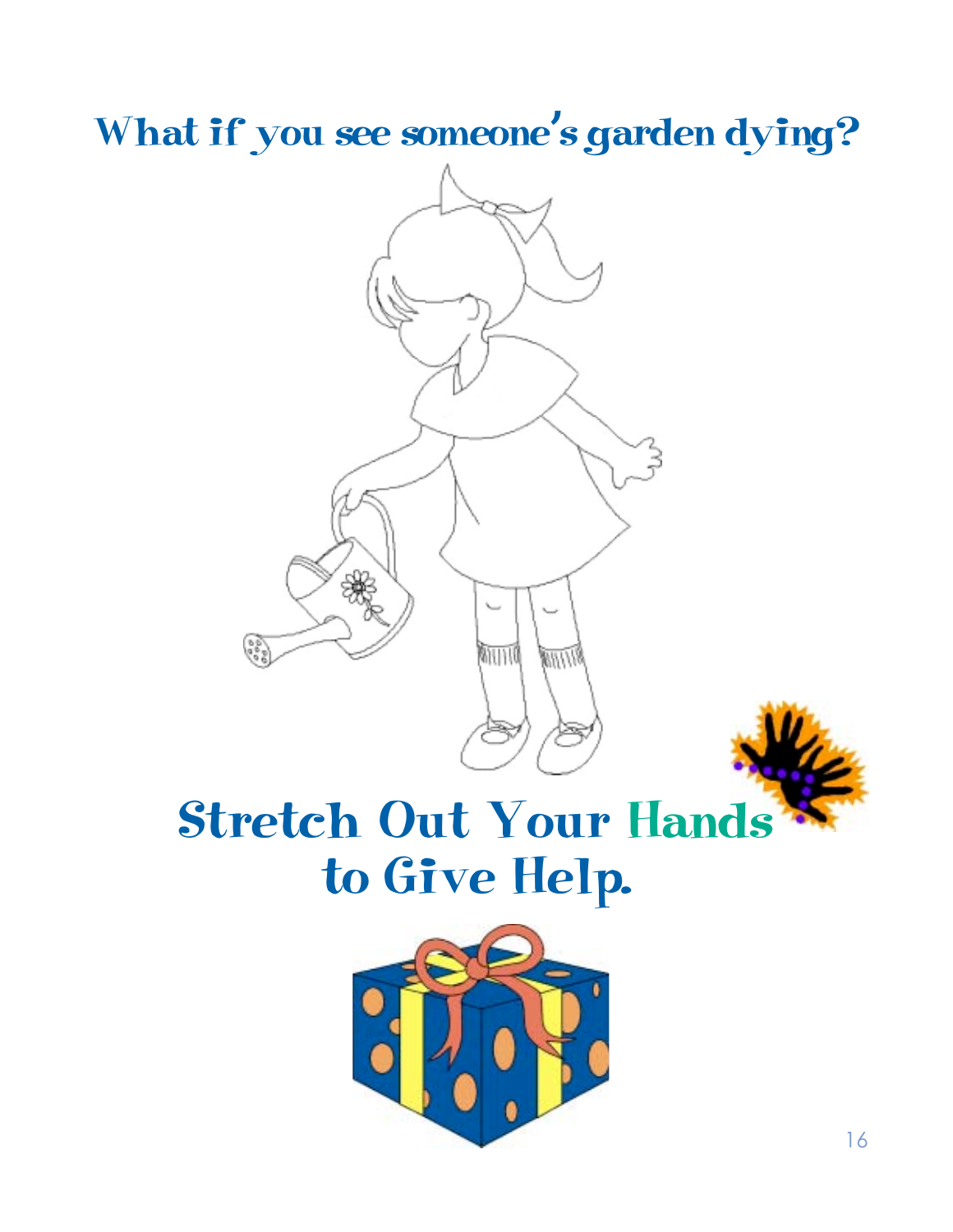# What if you see someone's garden dying?

# Stretch Out Your Hands to Give Help.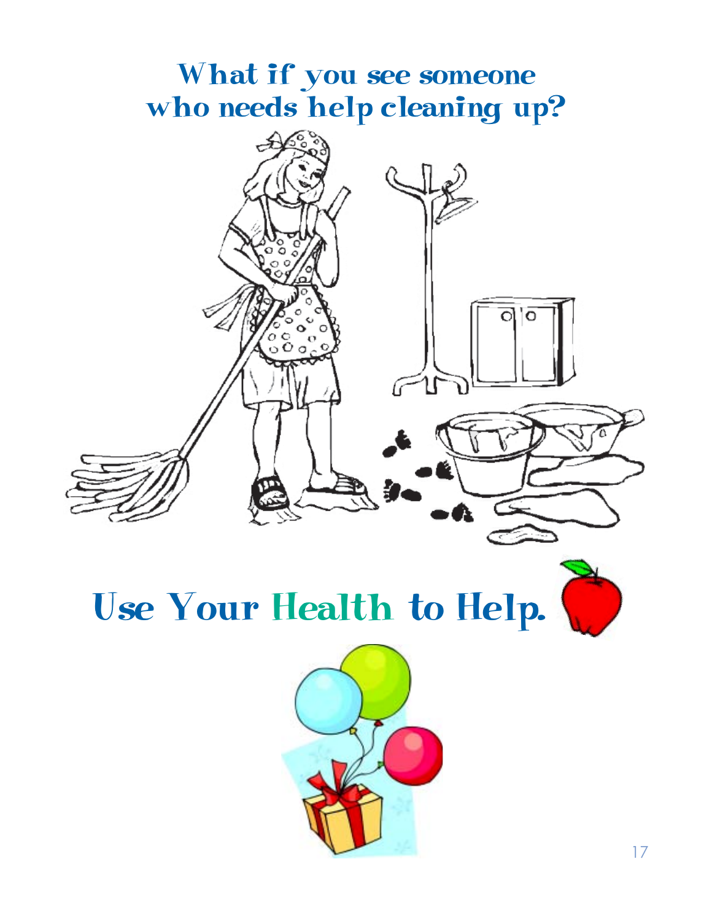# What if you see someone who needs help cleaning up?

# Use Your Health to Help.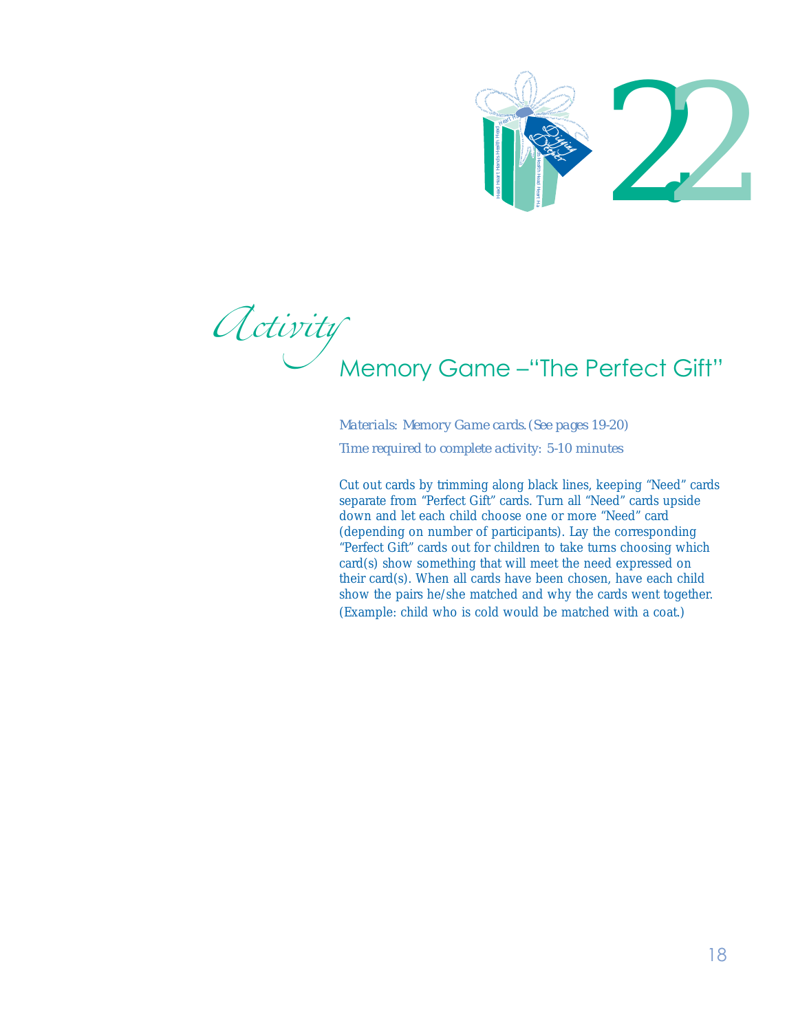# 2.2

## *Activity* Memory Game –"The Perfect Gift"

*Materials: Memory Game cards. (See pages 19-20)*

*Time required to complete activity: 5-10 minutes*

Cut out cards by trimming along black lines, keeping "Need" cards separate from "Perfect Gift" cards. Turn all "Need" cards upside down and let each child choose one or more "Need" card (depending on number of participants). Lay the corresponding "Perfect Gift" cards out for children to take turns choosing which card(s) show something that will meet the need expressed on their card(s). When all cards have been chosen, have each child show the pairs he/she matched and why the cards went together. (Example: child who is cold would be matched with a coat.)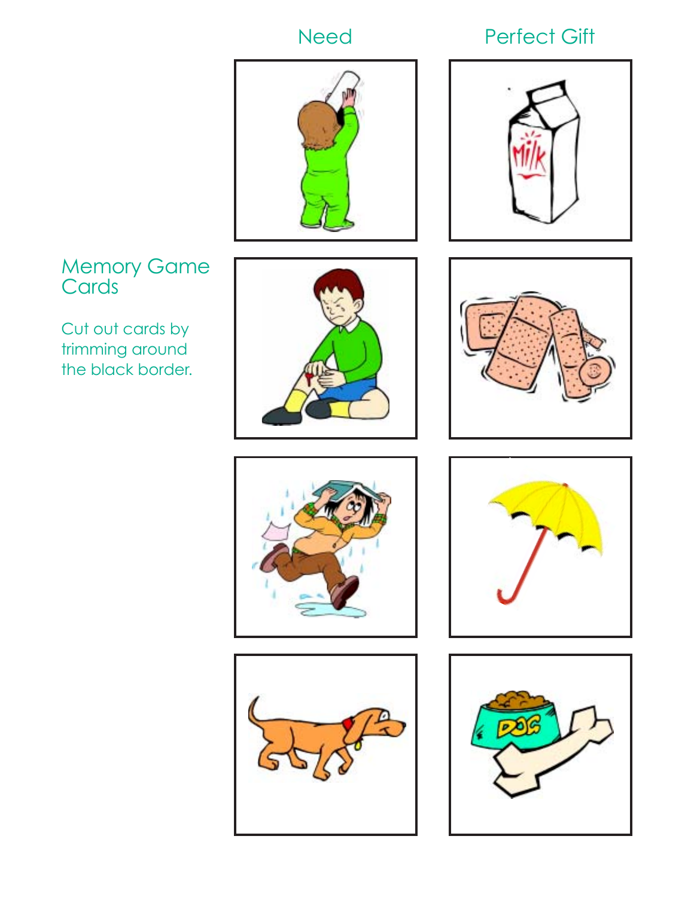## Memory Game Cards

Cut out cards by trimming around the black border.

| Need | Perfect Gift |
|---|---|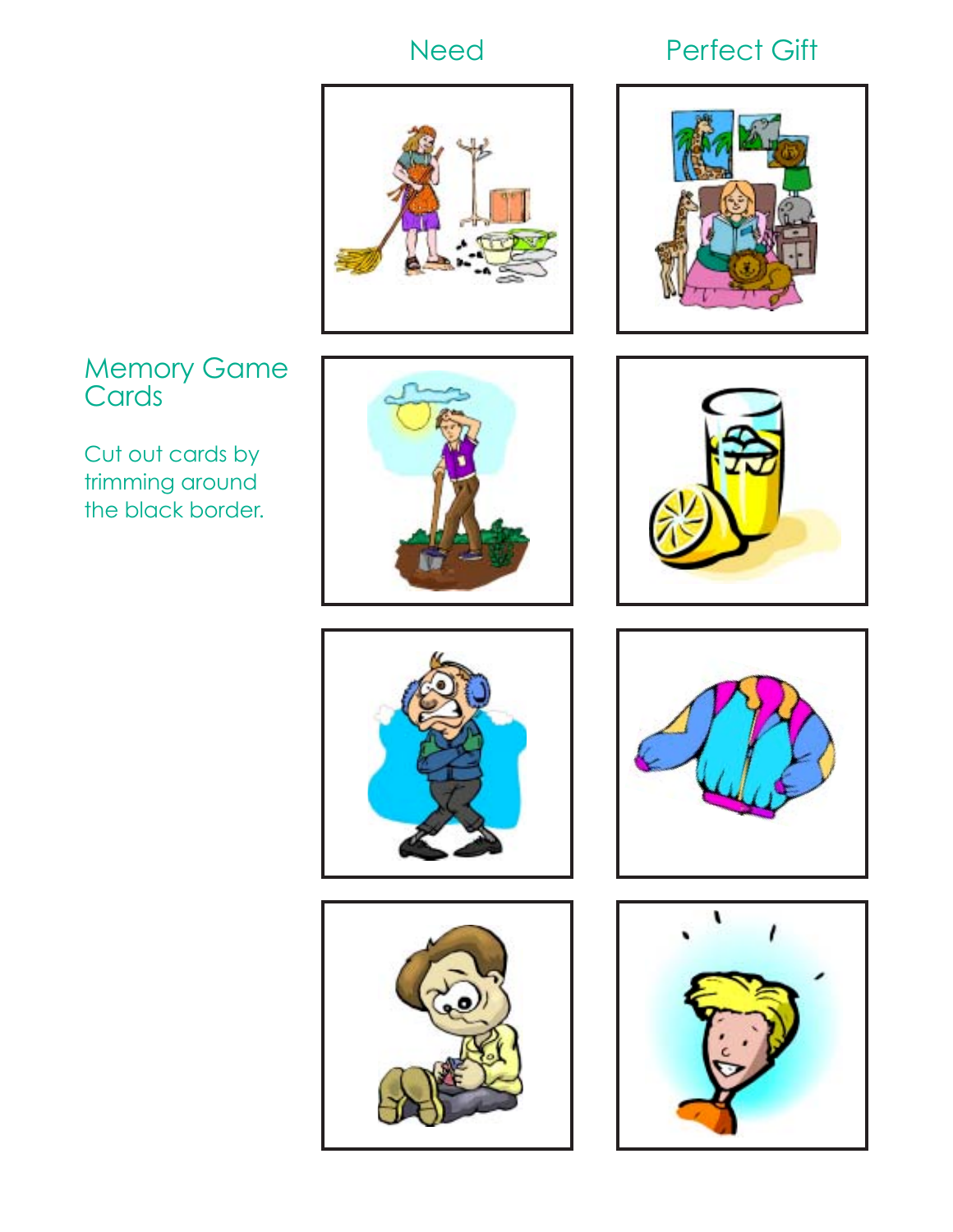## Memory Game Cards

Cut out cards by trimming around the black border.

Need

Perfect Gift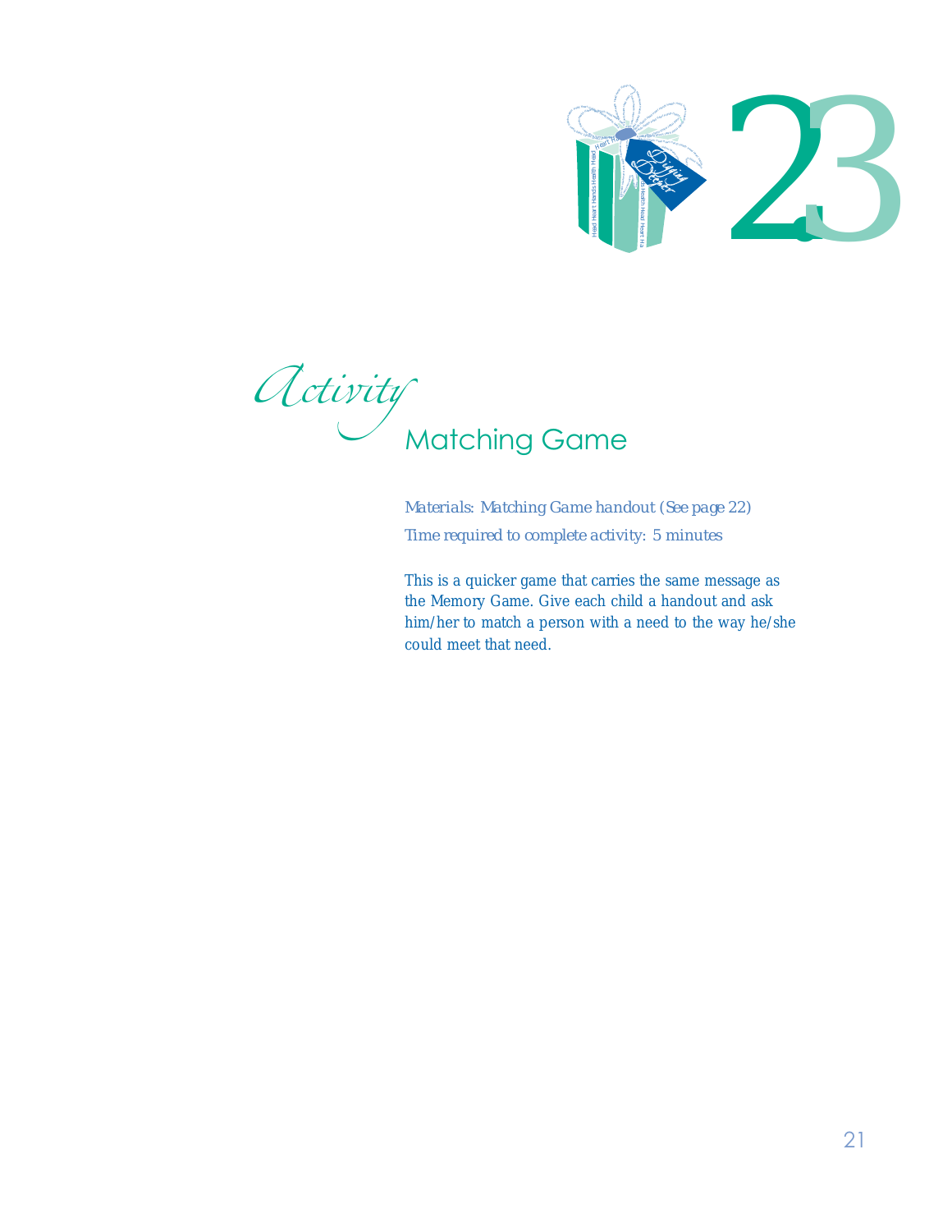# 23

## *Activity* Matching Game

*Materials: Matching Game handout (See page 22)*

*Time required to complete activity: 5 minutes*

This is a quicker game that carries the same message as the Memory Game. Give each child a handout and ask him/her to match a person with a need to the way he/she could meet that need.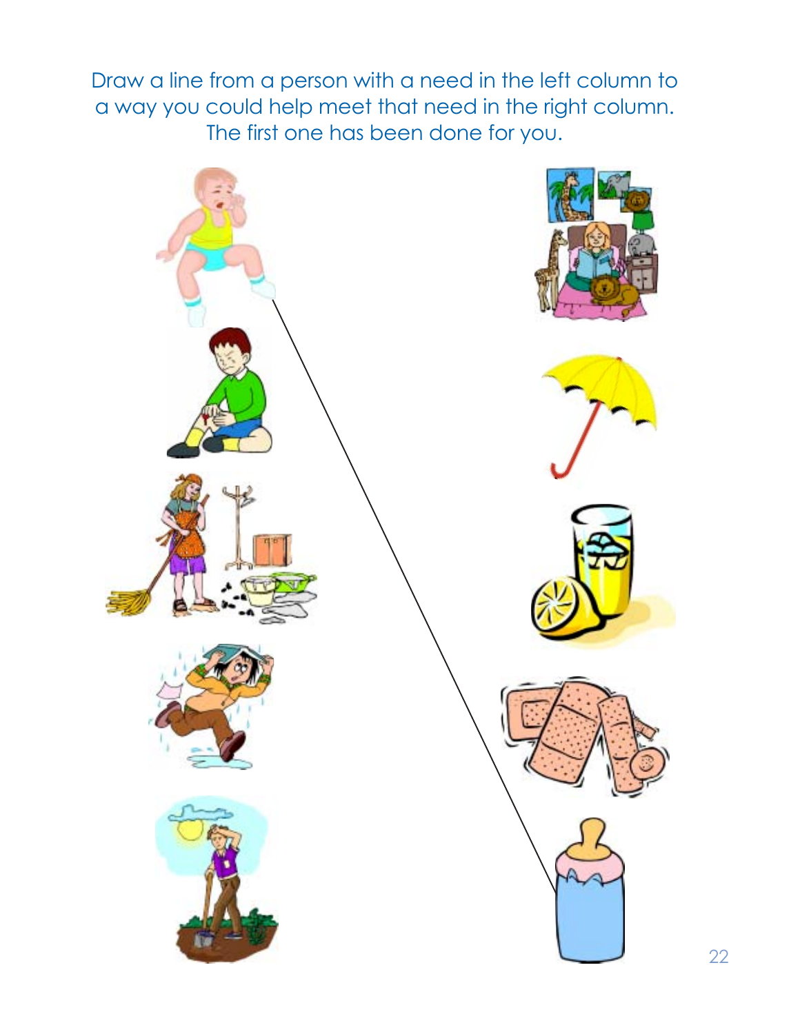Draw a line from a person with a need in the left column to a way you could help meet that need in the right column. The first one has been done for you.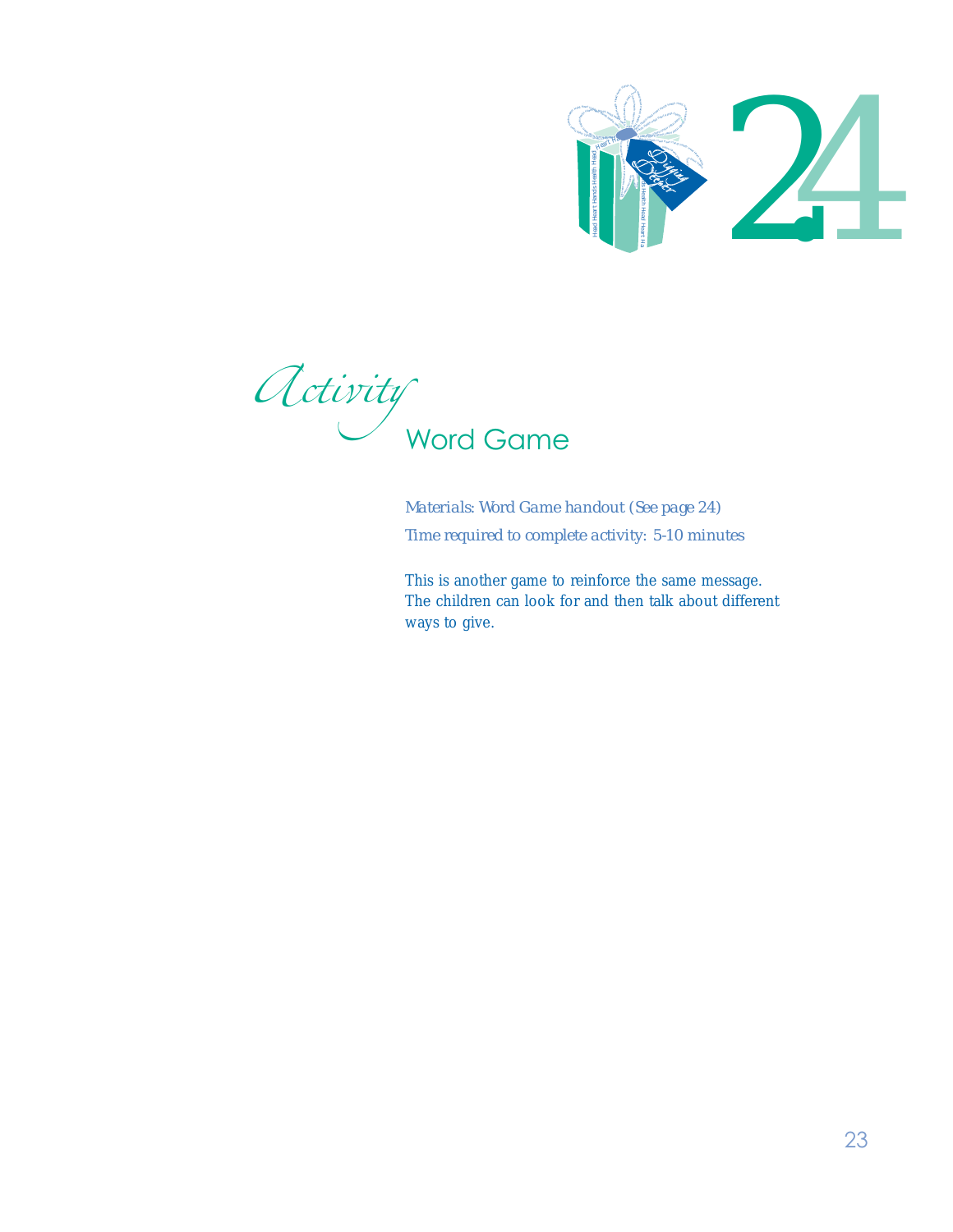# 24

## Activity

### Word Game

*Materials: Word Game handout (See page 24)*

*Time required to complete activity: 5-10 minutes*

This is another game to reinforce the same message. The children can look for and then talk about different ways to give.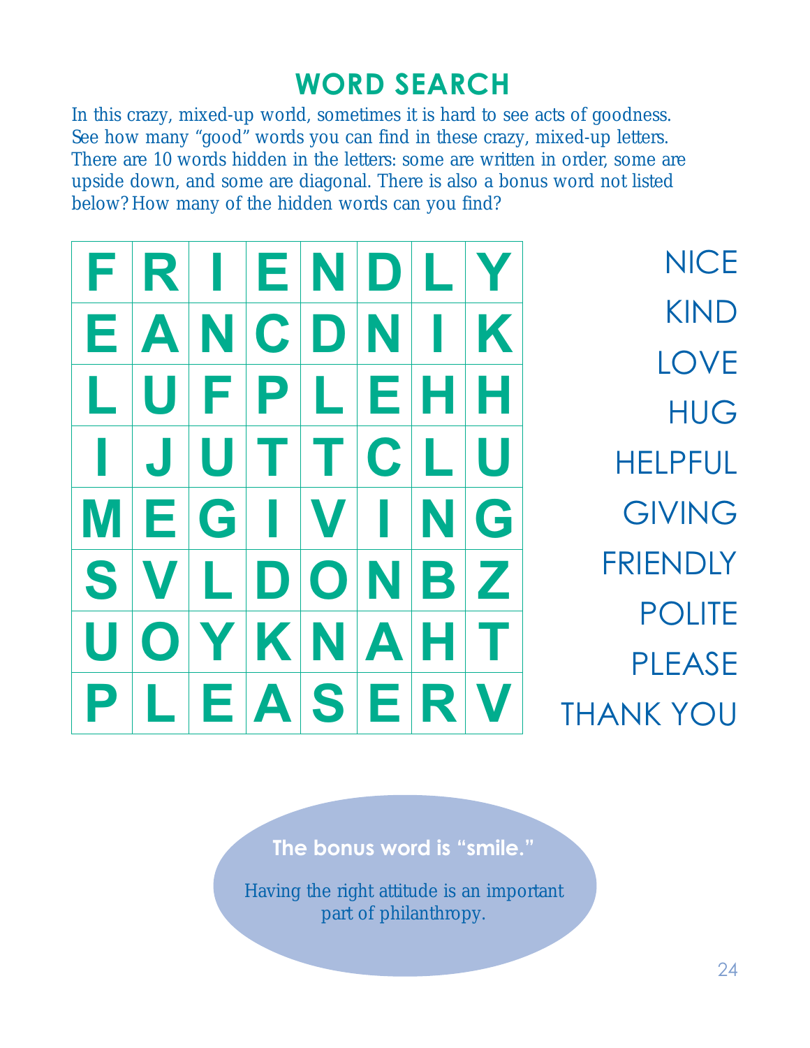# WORD SEARCH

In this crazy, mixed-up world, sometimes it is hard to see acts of goodness. See how many "good" words you can find in these crazy, mixed-up letters. There are 10 words hidden in the letters: some are written in order, some are upside down, and some are diagonal. There is also a bonus word not listed below? How many of the hidden words can you find?

| | | | | | | | |
|---|---|---|---|---|---|---|---|
| F | R | I | E | N | D | L | Y |
| E | A | N | C | D | N | I | K |
| L | U | F | P | L | E | H | H |
| I | J | U | T | T | C | L | U |
| M | E | G | I | V | I | N | G |
| S | V | L | D | O | N | B | Z |
| U | O | Y | K | N | A | H | T |
| P | L | E | A | S | E | R | V |

- NICE
- KIND
- LOVE
- HUG
- HELPFUL
- GIVING
- FRIENDLY
- POLITE
- PLEASE
- THANK YOU

**The bonus word is "smile."**

Having the right attitude is an important part of philanthropy.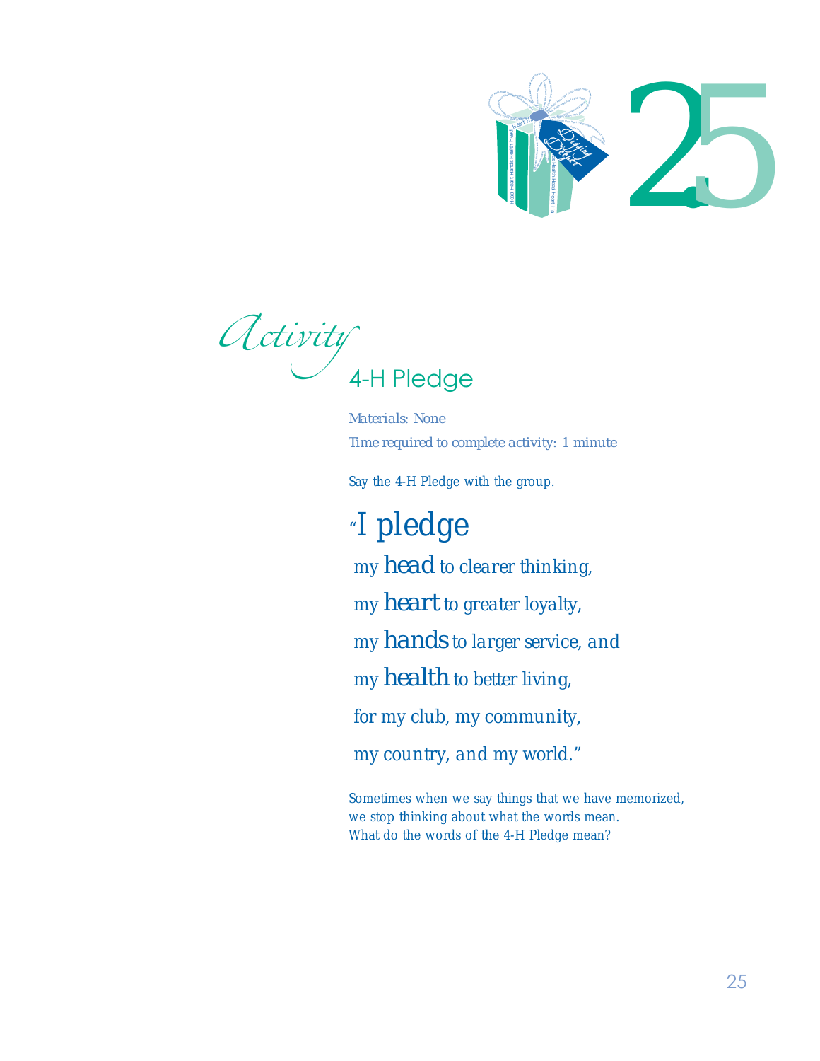*Activity*

## 4-H Pledge

*Materials: None*

*Time required to complete activity: 1 minute*

Say the 4-H Pledge with the group.

"I pledge
my **head** to clearer thinking,
my **heart** to greater loyalty,
my **hands** to larger service, and
my **health** to better living,
for my club, my community,
my country, and my world."

Sometimes when we say things that we have memorized, we stop thinking about what the words mean. What do the words of the 4-H Pledge mean?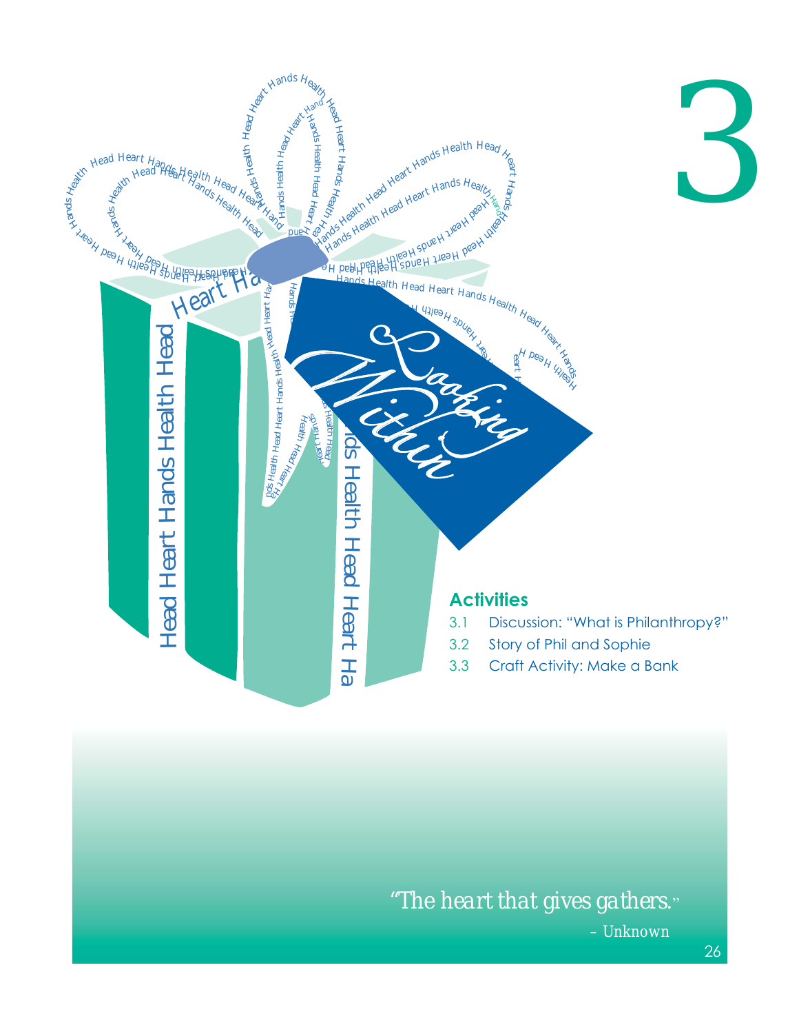# 3

## Looking Within

### Activities

3.1 Discussion: "What is Philanthropy?"

3.2 Story of Phil and Sophie

3.3 Craft Activity: Make a Bank

*"The heart that gives gathers."*

– Unknown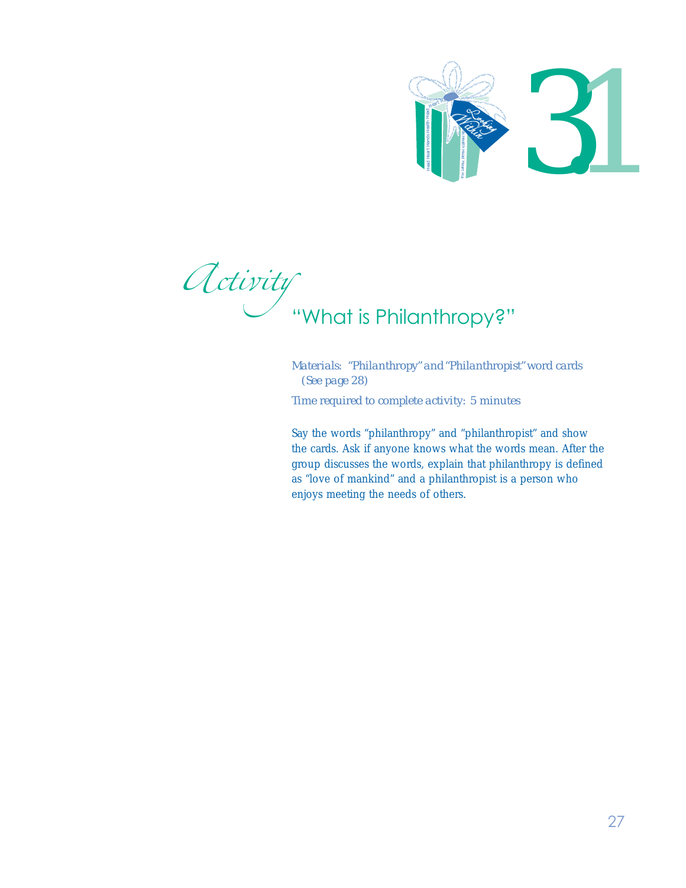# *Activity* "What is Philanthropy?"

*Materials: "Philanthropy" and "Philanthropist" word cards (See page 28)*

*Time required to complete activity: 5 minutes*

Say the words "philanthropy" and "philanthropist" and show the cards. Ask if anyone knows what the words mean. After the group discusses the words, explain that philanthropy is defined as "love of mankind" and a philanthropist is a person who enjoys meeting the needs of others.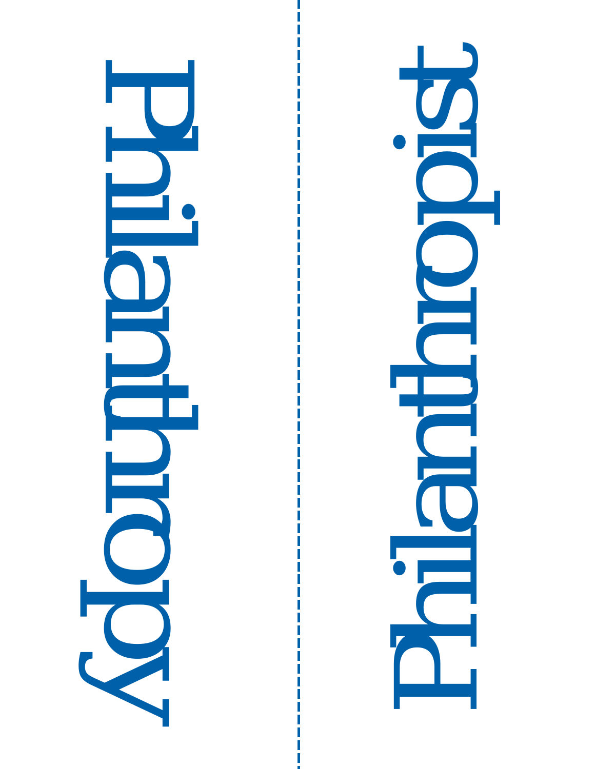Philanthropy

Philanthropist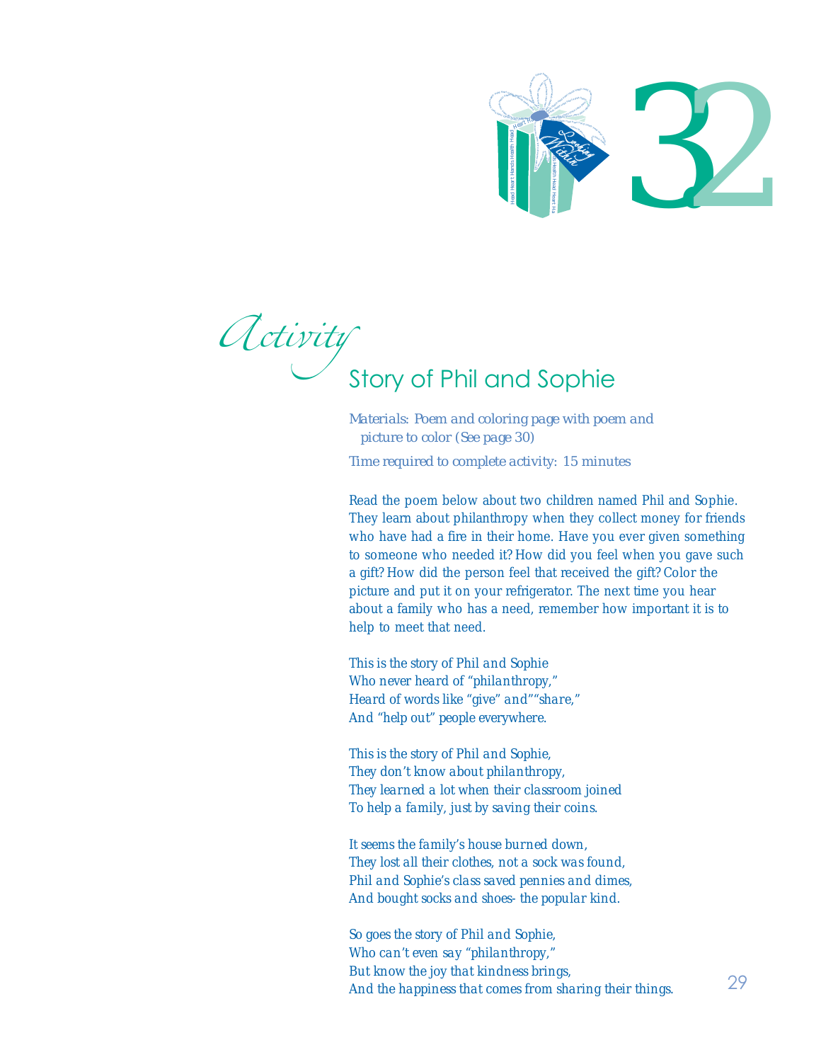# 32

*Activity*

## Story of Phil and Sophie

*Materials: Poem and coloring page with poem and picture to color (See page 30)*

*Time required to complete activity: 15 minutes*

Read the poem below about two children named Phil and Sophie. They learn about philanthropy when they collect money for friends who have had a fire in their home. Have you ever given something to someone who needed it? How did you feel when you gave such a gift? How did the person feel that received the gift? Color the picture and put it on your refrigerator. The next time you hear about a family who has a need, remember how important it is to help to meet that need.

*This is the story of Phil and Sophie*
*Who never heard of "philanthropy,"*
*Heard of words like "give" and""share,"*
*And "help out" people everywhere.*

*This is the story of Phil and Sophie,*
*They don't know about philanthropy,*
*They learned a lot when their classroom joined*
*To help a family, just by saving their coins.*

*It seems the family's house burned down,*
*They lost all their clothes, not a sock was found,*
*Phil and Sophie's class saved pennies and dimes,*
*And bought socks and shoes- the popular kind.*

*So goes the story of Phil and Sophie,*
*Who can't even say "philanthropy,"*
*But know the joy that kindness brings,*
*And the happiness that comes from sharing their things.*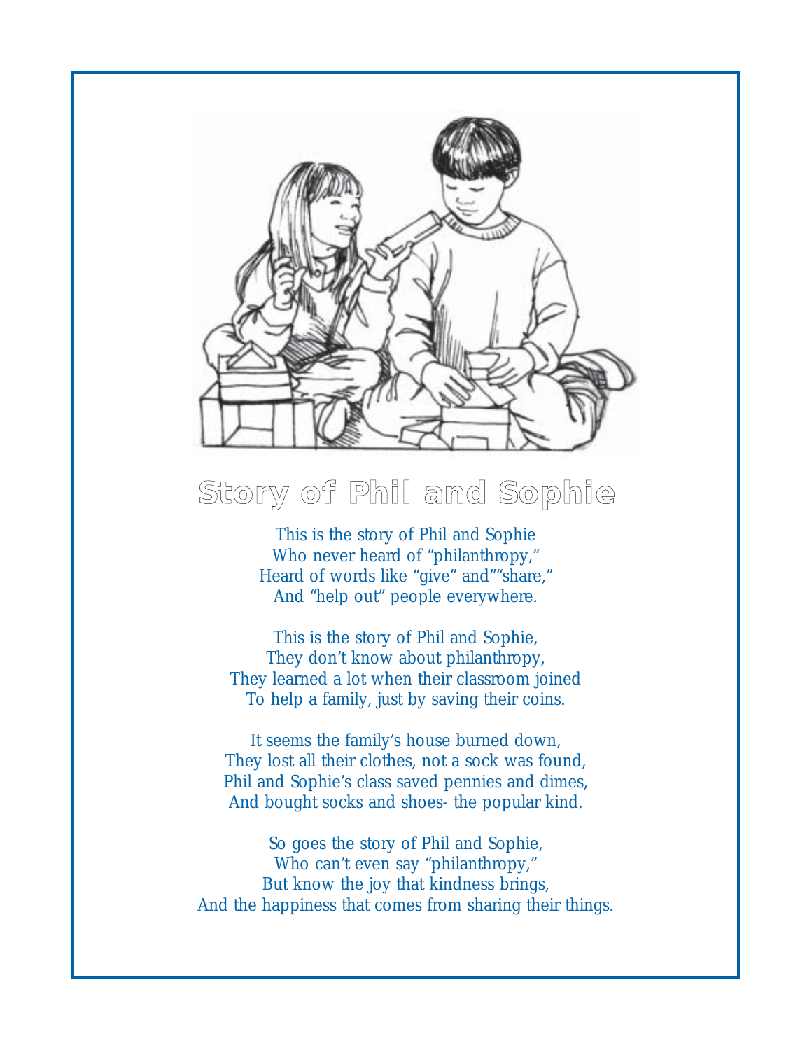# Story of Phil and Sophie

This is the story of Phil and Sophie
Who never heard of "philanthropy,"
Heard of words like "give" and""share,"
And "help out" people everywhere.

This is the story of Phil and Sophie,
They don't know about philanthropy,
They learned a lot when their classroom joined
To help a family, just by saving their coins.

It seems the family's house burned down,
They lost all their clothes, not a sock was found,
Phil and Sophie's class saved pennies and dimes,
And bought socks and shoes- the popular kind.

So goes the story of Phil and Sophie,
Who can't even say "philanthropy,"
But know the joy that kindness brings,
And the happiness that comes from sharing their things.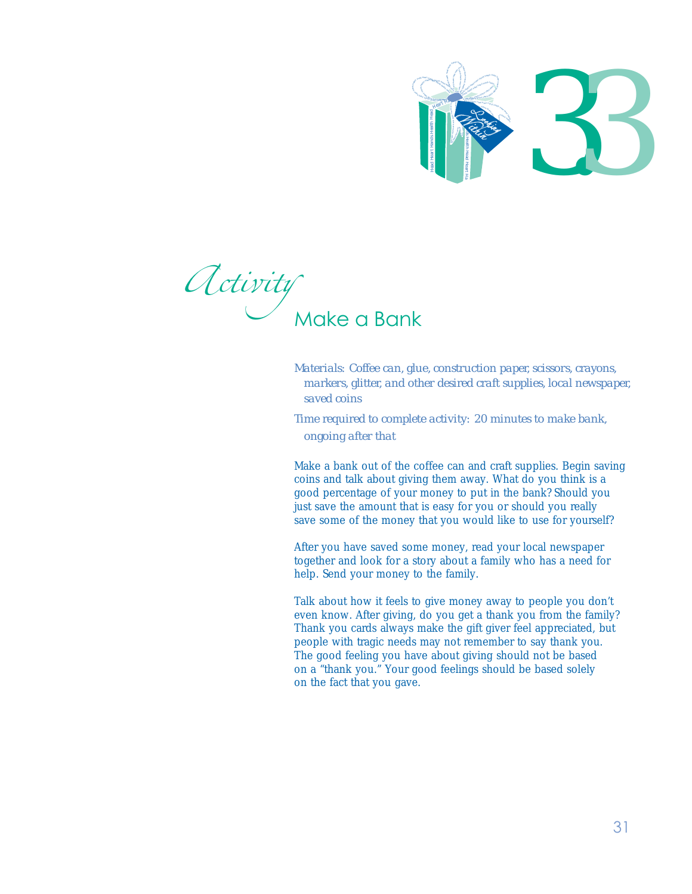# 33

## Activity

### Make a Bank

*Materials: Coffee can, glue, construction paper, scissors, crayons, markers, glitter, and other desired craft supplies, local newspaper, saved coins*

*Time required to complete activity: 20 minutes to make bank, ongoing after that*

Make a bank out of the coffee can and craft supplies. Begin saving coins and talk about giving them away. What do you think is a good percentage of your money to put in the bank? Should you just save the amount that is easy for you or should you really save some of the money that you would like to use for yourself?

After you have saved some money, read your local newspaper together and look for a story about a family who has a need for help. Send your money to the family.

Talk about how it feels to give money away to people you don't even know. After giving, do you get a thank you from the family? Thank you cards always make the gift giver feel appreciated, but people with tragic needs may not remember to say thank you. The good feeling you have about giving should not be based on a "thank you." Your good feelings should be based solely on the fact that you gave.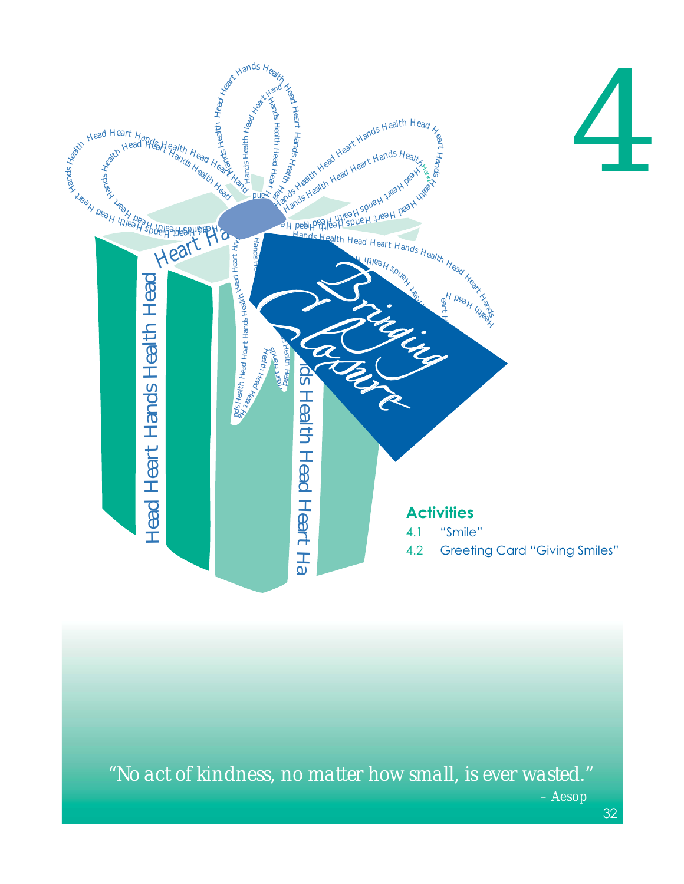# 4

## Bringing Closure

### Activities

4.1 "Smile"

4.2 Greeting Card "Giving Smiles"

*"No act of kindness, no matter how small, is ever wasted."*
– Aesop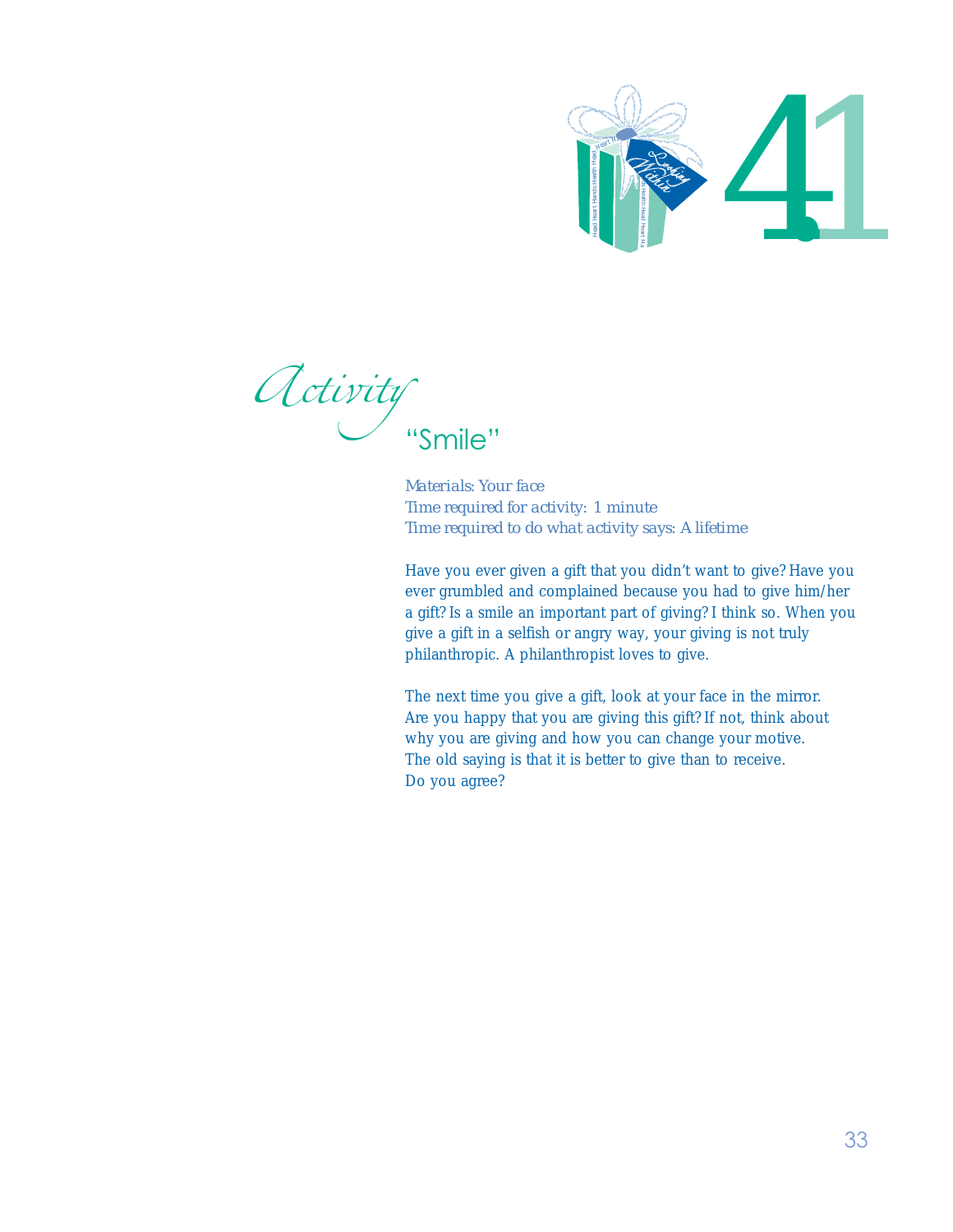# Activity

## "Smile"

*Materials: Your face*
*Time required for activity: 1 minute*
*Time required to do what activity says: A lifetime*

Have you ever given a gift that you didn't want to give? Have you ever grumbled and complained because you had to give him/her a gift? Is a smile an important part of giving? I think so. When you give a gift in a selfish or angry way, your giving is not truly philanthropic. A philanthropist loves to give.

The next time you give a gift, look at your face in the mirror. Are you happy that you are giving this gift? If not, think about why you are giving and how you can change your motive. The old saying is that it is better to give than to receive. Do you agree?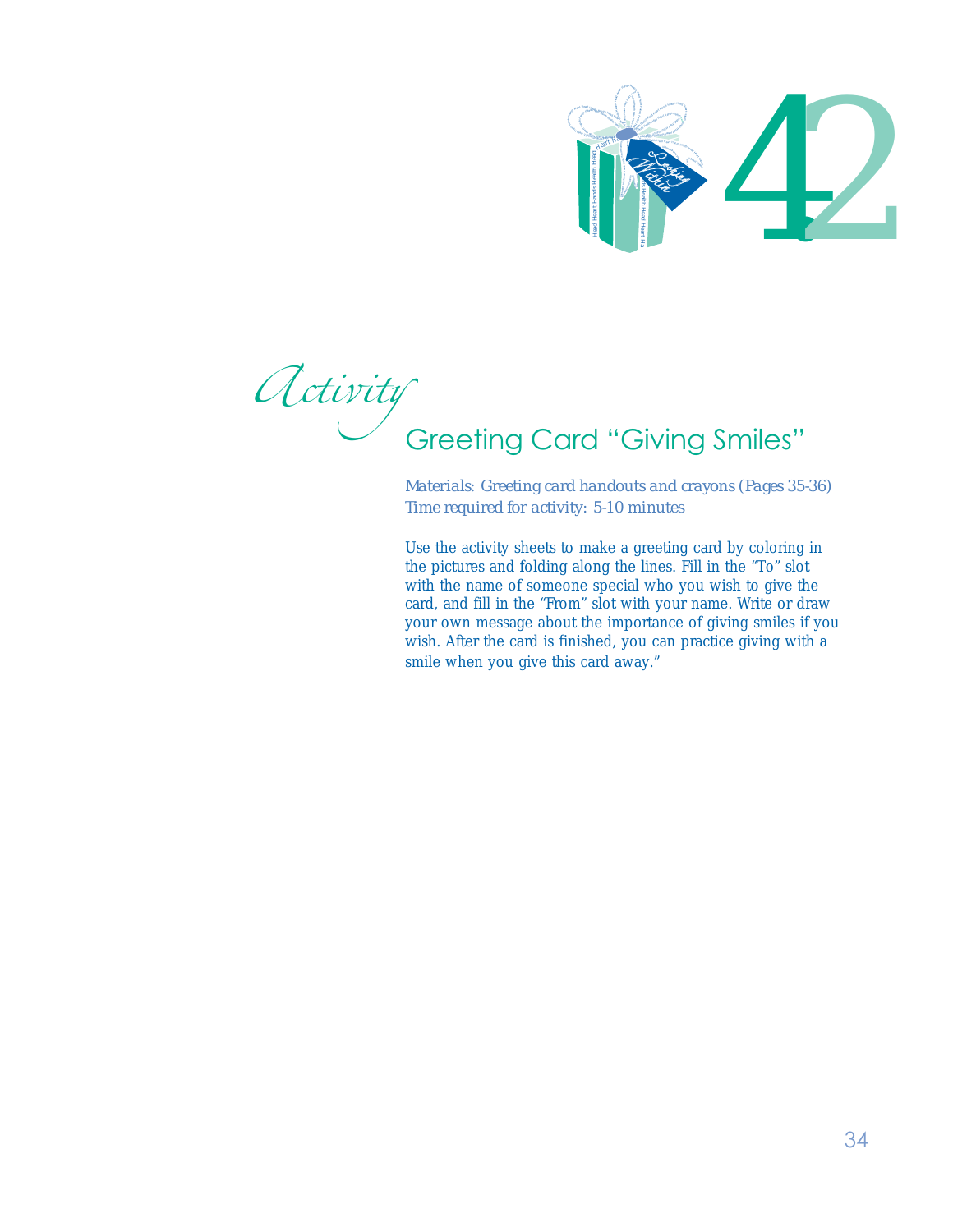# 42

## Activity

### Greeting Card "Giving Smiles"

*Materials: Greeting card handouts and crayons (Pages 35-36)*
*Time required for activity: 5-10 minutes*

Use the activity sheets to make a greeting card by coloring in the pictures and folding along the lines. Fill in the "To" slot with the name of someone special who you wish to give the card, and fill in the "From" slot with your name. Write or draw your own message about the importance of giving smiles if you wish. After the card is finished, you can practice giving with a smile when you give this card away."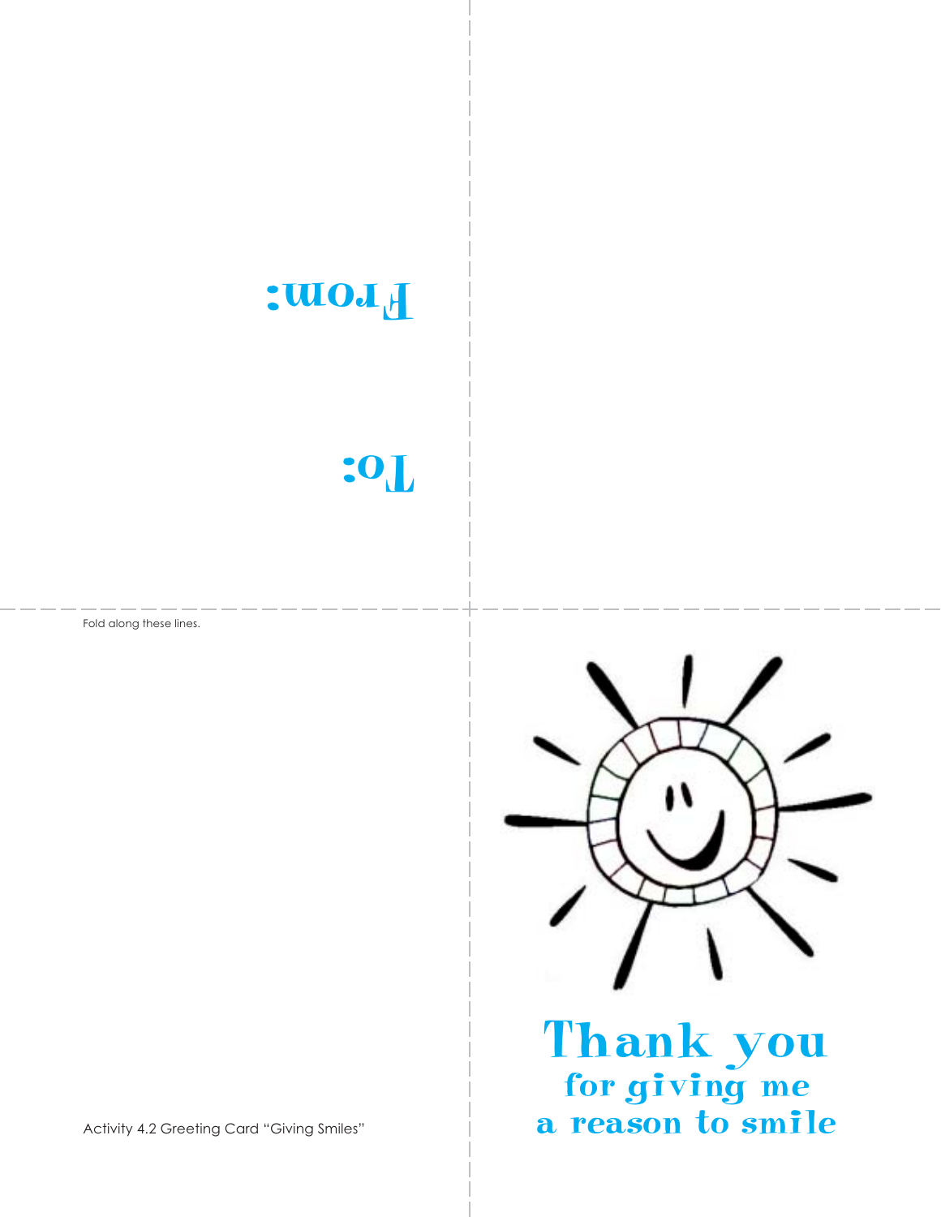From:

To:

Fold along these lines.

Thank you
for giving me
a reason to smile

Activity 4.2 Greeting Card "Giving Smiles"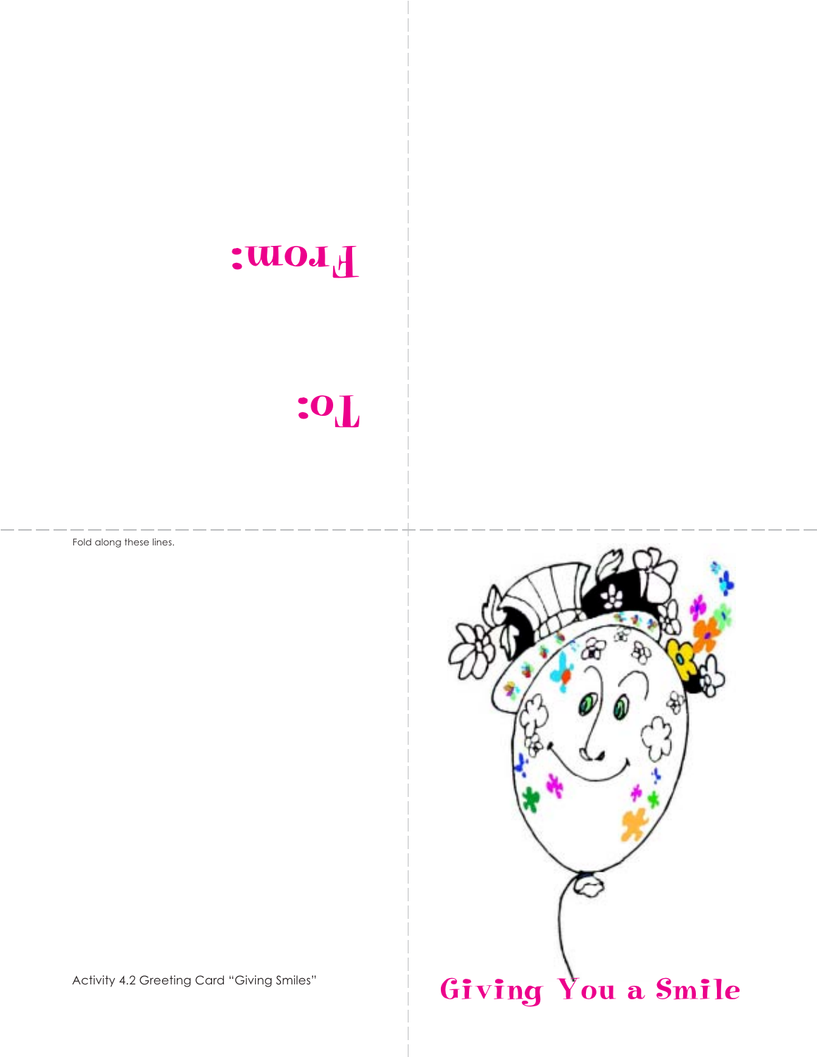From:

To:

Fold along these lines.

Activity 4.2 Greeting Card “Giving Smiles”

Giving You a Smile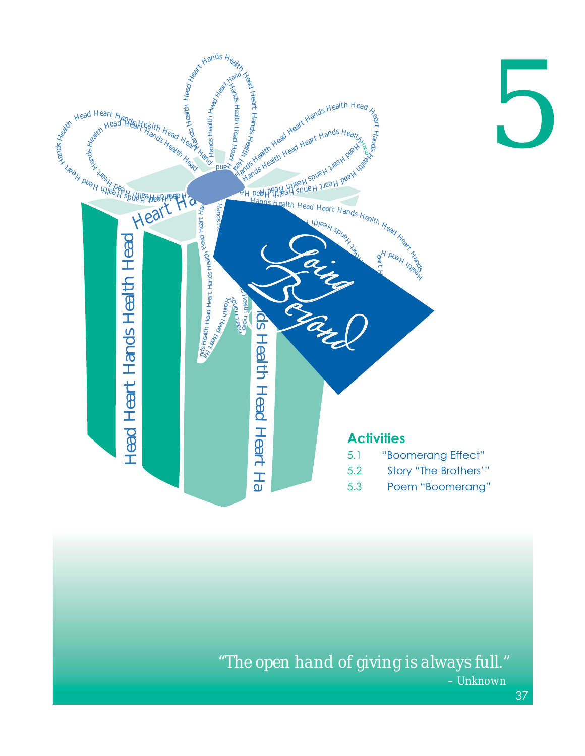# 5

## Going Beyond

### Activities

5.1 "Boomerang Effect"

5.2 Story "The Brothers'"

5.3 Poem "Boomerang"

*"The open hand of giving is always full."*
– Unknown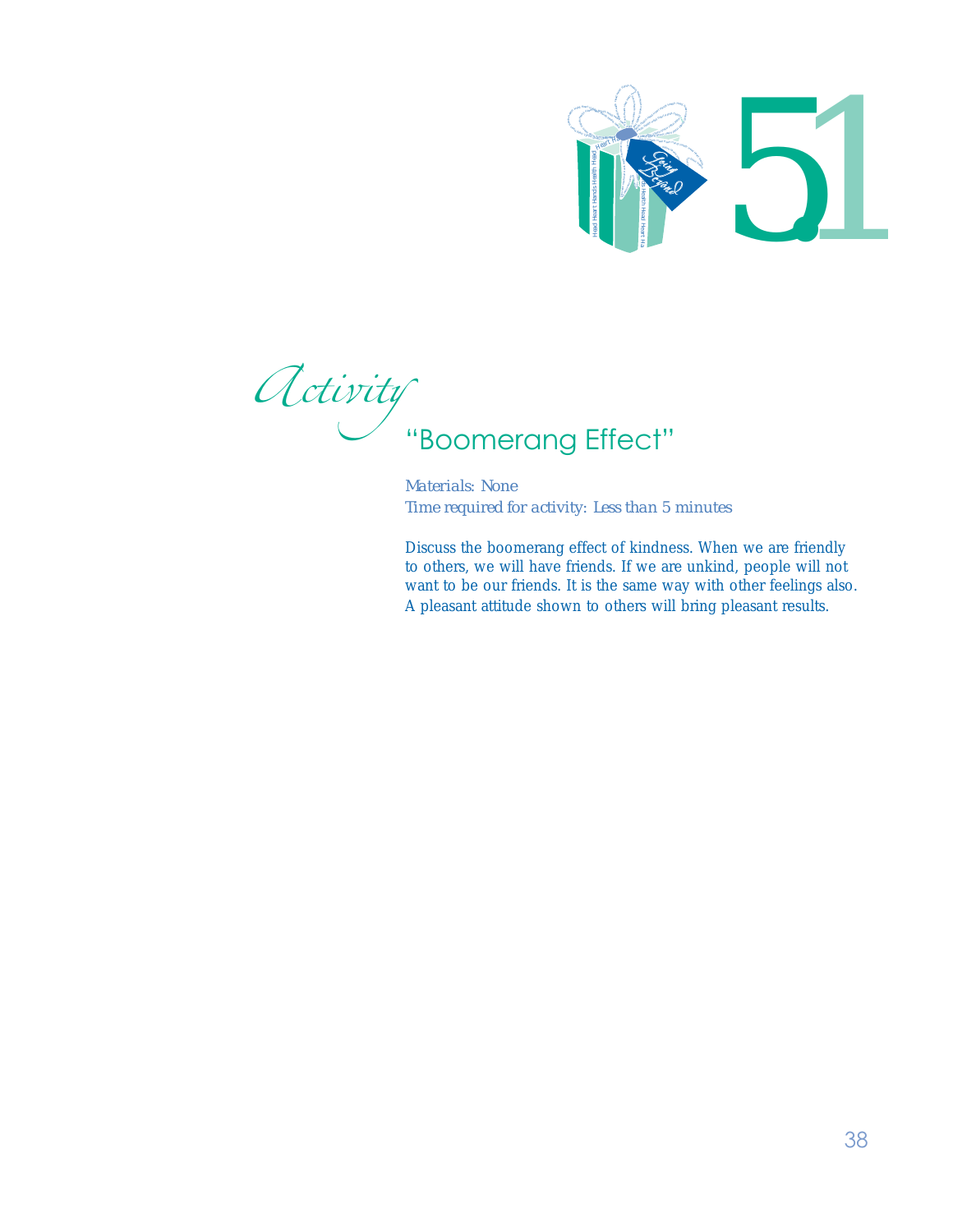51

## *Activity* "Boomerang Effect"

*Materials: None*
*Time required for activity: Less than 5 minutes*

Discuss the boomerang effect of kindness. When we are friendly to others, we will have friends. If we are unkind, people will not want to be our friends. It is the same way with other feelings also. A pleasant attitude shown to others will bring pleasant results.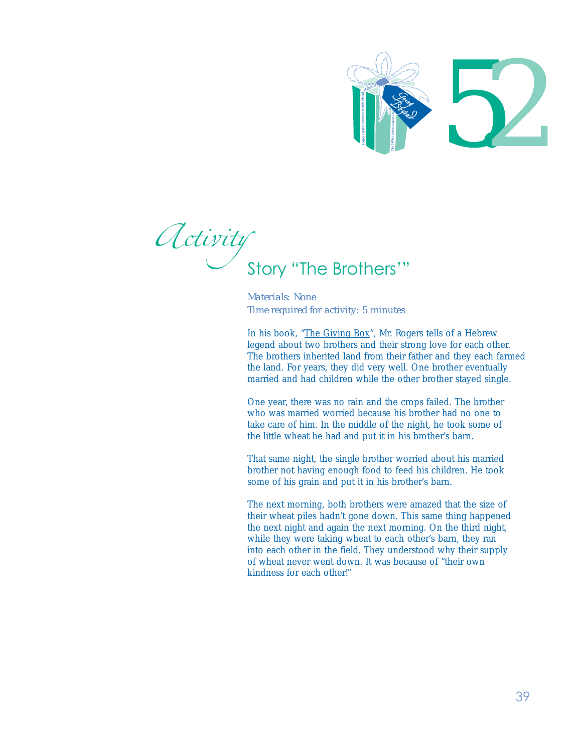52

*Activity*

## Story "The Brothers'"

*Materials: None*
*Time required for activity: 5 minutes*

In his book, "The Giving Box", Mr. Rogers tells of a Hebrew legend about two brothers and their strong love for each other. The brothers inherited land from their father and they each farmed the land. For years, they did very well. One brother eventually married and had children while the other brother stayed single.

One year, there was no rain and the crops failed. The brother who was married worried because his brother had no one to take care of him. In the middle of the night, he took some of the little wheat he had and put it in his brother's barn.

That same night, the single brother worried about his married brother not having enough food to feed his children. He took some of his grain and put it in his brother's barn.

The next morning, both brothers were amazed that the size of their wheat piles hadn't gone down. This same thing happened the next night and again the next morning. On the third night, while they were taking wheat to each other's barn, they ran into each other in the field. They understood why their supply of wheat never went down. It was because of "their own kindness for each other!"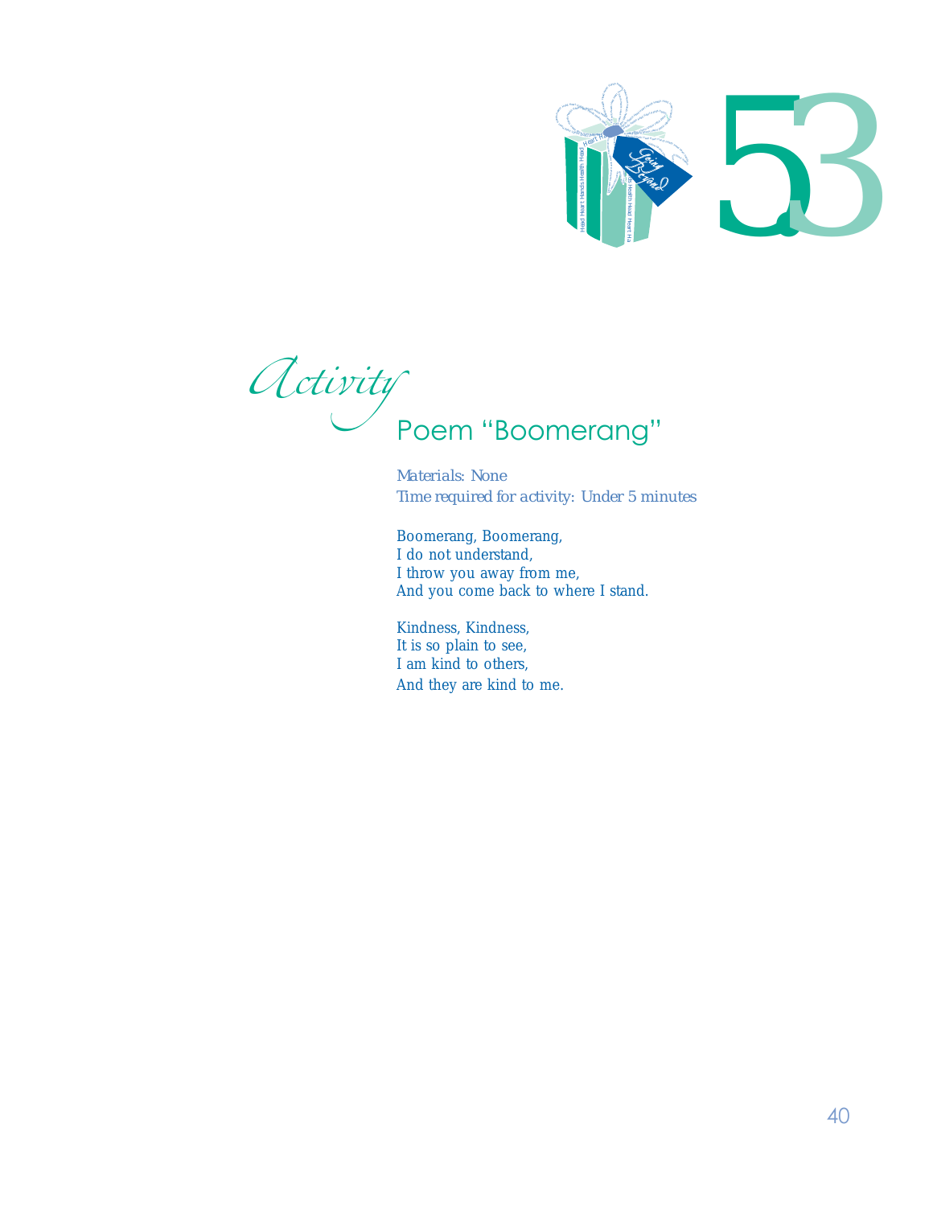# 53

## Activity

### Poem "Boomerang"

*Materials: None*
*Time required for activity: Under 5 minutes*

Boomerang, Boomerang,
I do not understand,
I throw you away from me,
And you come back to where I stand.

Kindness, Kindness,
It is so plain to see,
I am kind to others,
And they are kind to me.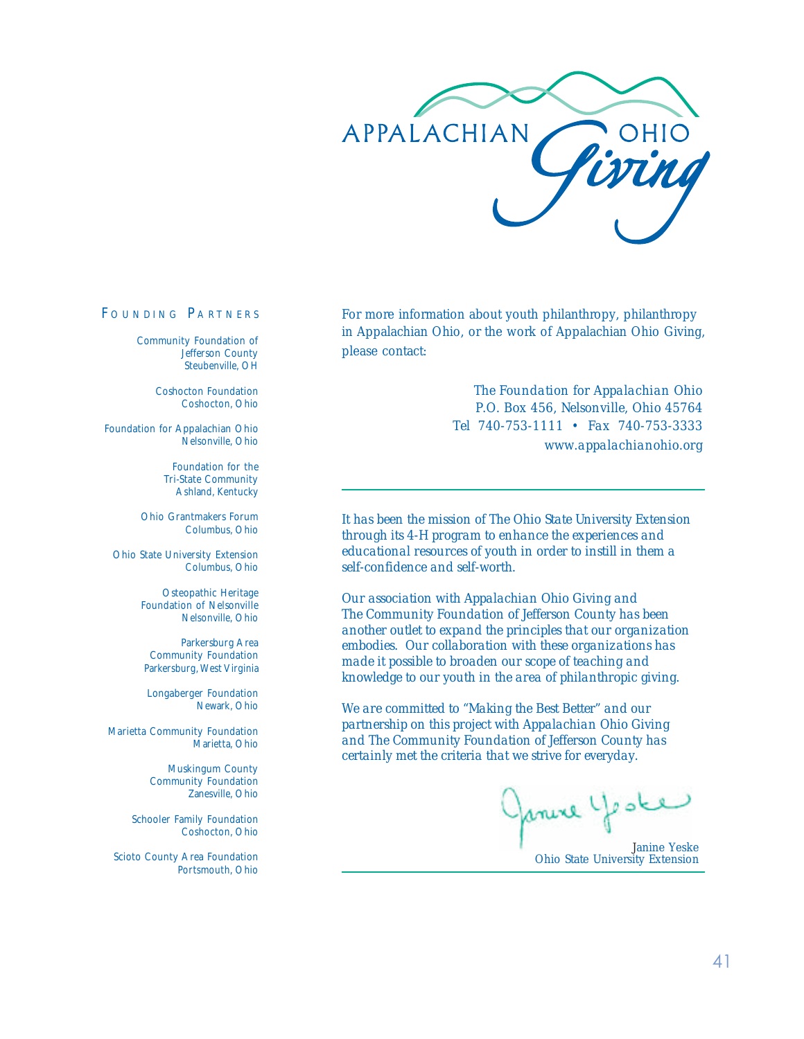APPALACHIAN OHIO *Giving*

## FOUNDING PARTNERS

Community Foundation of Jefferson County
Steubenville, OH

Coshocton Foundation
Coshocton, Ohio

Foundation for Appalachian Ohio
Nelsonville, Ohio

Foundation for the Tri-State Community
Ashland, Kentucky

Ohio Grantmakers Forum
Columbus, Ohio

Ohio State University Extension
Columbus, Ohio

Osteopathic Heritage Foundation of Nelsonville
Nelsonville, Ohio

Parkersburg Area Community Foundation
Parkersburg, West Virginia

Longaberger Foundation
Newark, Ohio

Marietta Community Foundation
Marietta, Ohio

Muskingum County Community Foundation
Zanesville, Ohio

Schooler Family Foundation
Coshocton, Ohio

Scioto County Area Foundation
Portsmouth, Ohio

*For more information about youth philanthropy, philanthropy in Appalachian Ohio, or the work of Appalachian Ohio Giving, please contact:*

*The Foundation for Appalachian Ohio*
*P.O. Box 456, Nelsonville, Ohio 45764*
*Tel 740-753-1111 • Fax 740-753-3333*
*www.appalachianohio.org*

---

*It has been the mission of The Ohio State University Extension through its 4-H program to enhance the experiences and educational resources of youth in order to instill in them a self-confidence and self-worth.*

*Our association with Appalachian Ohio Giving and The Community Foundation of Jefferson County has been another outlet to expand the principles that our organization embodies. Our collaboration with these organizations has made it possible to broaden our scope of teaching and knowledge to our youth in the area of philanthropic giving.*

*We are committed to "Making the Best Better" and our partnership on this project with Appalachian Ohio Giving and The Community Foundation of Jefferson County has certainly met the criteria that we strive for everyday.*

Janine Yeske
*Ohio State University Extension*